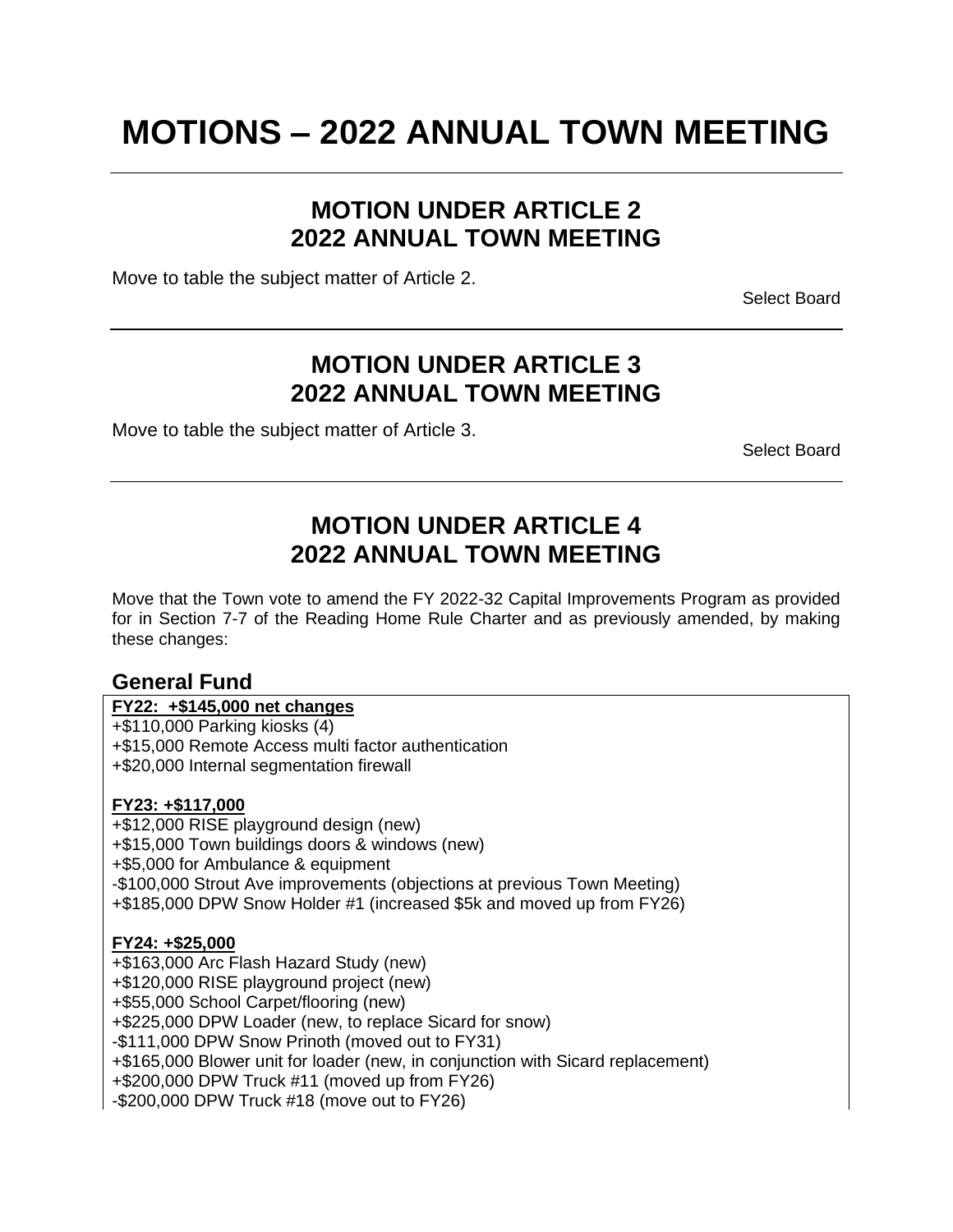# MOTIONS – 2022 ANNUAL TOWN MEETING

---

## MOTION UNDER ARTICLE 2
## 2022 ANNUAL TOWN MEETING

Move to table the subject matter of Article 2.

Select Board

---

## MOTION UNDER ARTICLE 3
## 2022 ANNUAL TOWN MEETING

Move to table the subject matter of Article 3.

Select Board

---

## MOTION UNDER ARTICLE 4
## 2022 ANNUAL TOWN MEETING

Move that the Town vote to amend the FY 2022-32 Capital Improvements Program as provided for in Section 7-7 of the Reading Home Rule Charter and as previously amended, by making these changes:

### General Fund

**FY22: +$145,000 net changes**
+$110,000 Parking kiosks (4)
+$15,000 Remote Access multi factor authentication
+$20,000 Internal segmentation firewall

**FY23: +$117,000**
+$12,000 RISE playground design (new)
+$15,000 Town buildings doors & windows (new)
+$5,000 for Ambulance & equipment
-$100,000 Strout Ave improvements (objections at previous Town Meeting)
+$185,000 DPW Snow Holder #1 (increased $5k and moved up from FY26)

**FY24: +$25,000**
+$163,000 Arc Flash Hazard Study (new)
+$120,000 RISE playground project (new)
+$55,000 School Carpet/flooring (new)
+$225,000 DPW Loader (new, to replace Sicard for snow)
-$111,000 DPW Snow Prinoth (moved out to FY31)
+$165,000 Blower unit for loader (new, in conjunction with Sicard replacement)
+$200,000 DPW Truck #11 (moved up from FY26)
-$200,000 DPW Truck #18 (move out to FY26)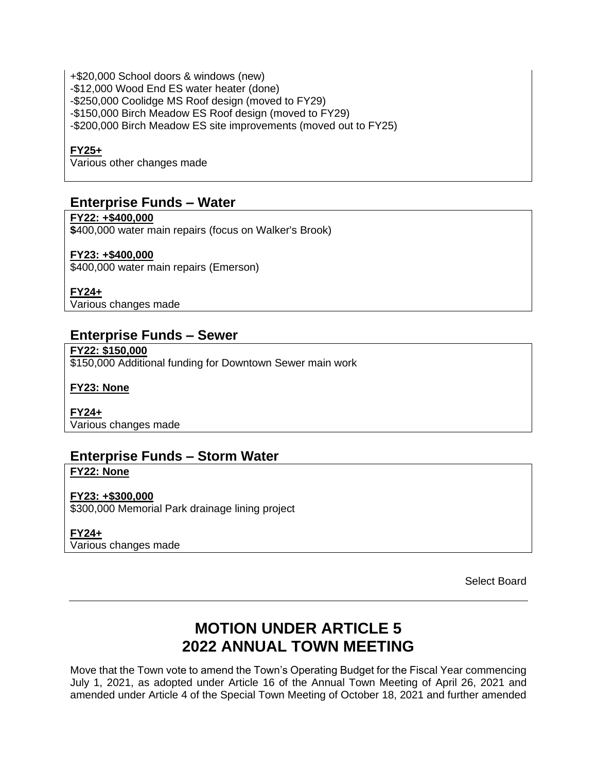+$20,000 School doors & windows (new)
-$12,000 Wood End ES water heater (done)
-$250,000 Coolidge MS Roof design (moved to FY29)
-$150,000 Birch Meadow ES Roof design (moved to FY29)
-$200,000 Birch Meadow ES site improvements (moved out to FY25)

**FY25+**
Various other changes made

## Enterprise Funds – Water

**FY22: +$400,000**
$400,000 water main repairs (focus on Walker's Brook)

**FY23: +$400,000**
$400,000 water main repairs (Emerson)

**FY24+**
Various changes made

## Enterprise Funds – Sewer

**FY22: $150,000**
$150,000 Additional funding for Downtown Sewer main work

**FY23: None**

**FY24+**
Various changes made

## Enterprise Funds – Storm Water

**FY22: None**

**FY23: +$300,000**
$300,000 Memorial Park drainage lining project

**FY24+**
Various changes made

Select Board

---

# MOTION UNDER ARTICLE 5
# 2022 ANNUAL TOWN MEETING

Move that the Town vote to amend the Town's Operating Budget for the Fiscal Year commencing July 1, 2021, as adopted under Article 16 of the Annual Town Meeting of April 26, 2021 and amended under Article 4 of the Special Town Meeting of October 18, 2021 and further amended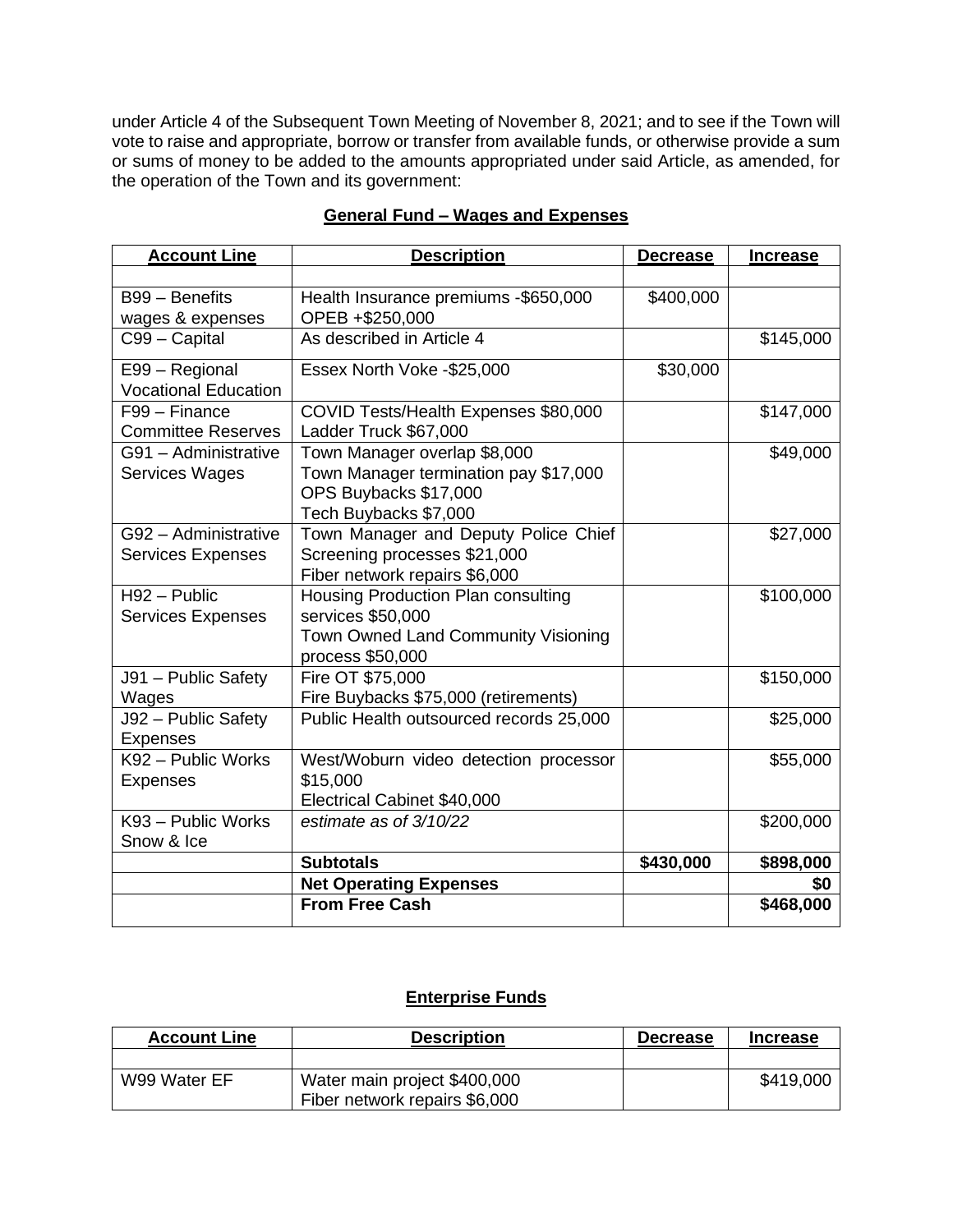under Article 4 of the Subsequent Town Meeting of November 8, 2021; and to see if the Town will vote to raise and appropriate, borrow or transfer from available funds, or otherwise provide a sum or sums of money to be added to the amounts appropriated under said Article, as amended, for the operation of the Town and its government:

**General Fund – Wages and Expenses**

| Account Line | Description | Decrease | Increase |
|---|---|---|---|
| | | | |
| B99 – Benefits wages & expenses | Health Insurance premiums -$650,000 OPEB +$250,000 | $400,000 | |
| C99 – Capital | As described in Article 4 | | $145,000 |
| E99 – Regional Vocational Education | Essex North Voke -$25,000 | $30,000 | |
| F99 – Finance Committee Reserves | COVID Tests/Health Expenses $80,000 Ladder Truck $67,000 | | $147,000 |
| G91 – Administrative Services Wages | Town Manager overlap $8,000 Town Manager termination pay $17,000 OPS Buybacks $17,000 Tech Buybacks $7,000 | | $49,000 |
| G92 – Administrative Services Expenses | Town Manager and Deputy Police Chief Screening processes $21,000 Fiber network repairs $6,000 | | $27,000 |
| H92 – Public Services Expenses | Housing Production Plan consulting services $50,000 Town Owned Land Community Visioning process $50,000 | | $100,000 |
| J91 – Public Safety Wages | Fire OT $75,000 Fire Buybacks $75,000 (retirements) | | $150,000 |
| J92 – Public Safety Expenses | Public Health outsourced records 25,000 | | $25,000 |
| K92 – Public Works Expenses | West/Woburn video detection processor $15,000 Electrical Cabinet $40,000 | | $55,000 |
| K93 – Public Works Snow & Ice | *estimate as of 3/10/22* | | $200,000 |
| | **Subtotals** | **$430,000** | **$898,000** |
| | **Net Operating Expenses** | | **$0** |
| | **From Free Cash** | | **$468,000** |

**Enterprise Funds**

| Account Line | Description | Decrease | Increase |
|---|---|---|---|
| | | | |
| W99 Water EF | Water main project $400,000 Fiber network repairs $6,000 | | $419,000 |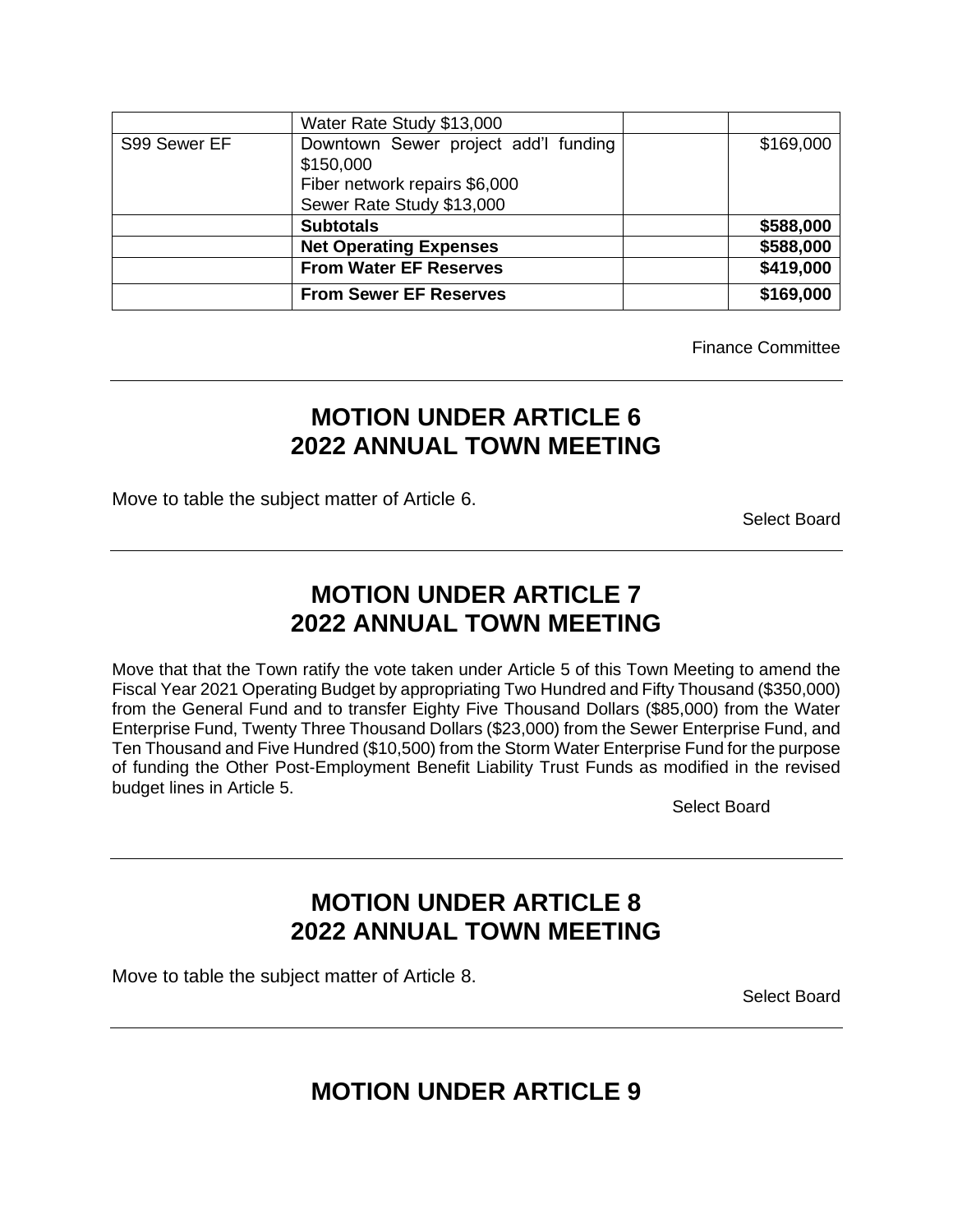| | | | |
|---|---|---|---|
| | Water Rate Study $13,000 | | |
| S99 Sewer EF | Downtown Sewer project add'l funding $150,000<br>Fiber network repairs $6,000<br>Sewer Rate Study $13,000 | | $169,000 |
| | **Subtotals** | | **$588,000** |
| | **Net Operating Expenses** | | **$588,000** |
| | **From Water EF Reserves** | | **$419,000** |
| | **From Sewer EF Reserves** | | **$169,000** |

Finance Committee

---

## MOTION UNDER ARTICLE 6
## 2022 ANNUAL TOWN MEETING

Move to table the subject matter of Article 6.

Select Board

---

## MOTION UNDER ARTICLE 7
## 2022 ANNUAL TOWN MEETING

Move that that the Town ratify the vote taken under Article 5 of this Town Meeting to amend the Fiscal Year 2021 Operating Budget by appropriating Two Hundred and Fifty Thousand ($350,000) from the General Fund and to transfer Eighty Five Thousand Dollars ($85,000) from the Water Enterprise Fund, Twenty Three Thousand Dollars ($23,000) from the Sewer Enterprise Fund, and Ten Thousand and Five Hundred ($10,500) from the Storm Water Enterprise Fund for the purpose of funding the Other Post-Employment Benefit Liability Trust Funds as modified in the revised budget lines in Article 5.

Select Board

---

## MOTION UNDER ARTICLE 8
## 2022 ANNUAL TOWN MEETING

Move to table the subject matter of Article 8.

Select Board

---

## MOTION UNDER ARTICLE 9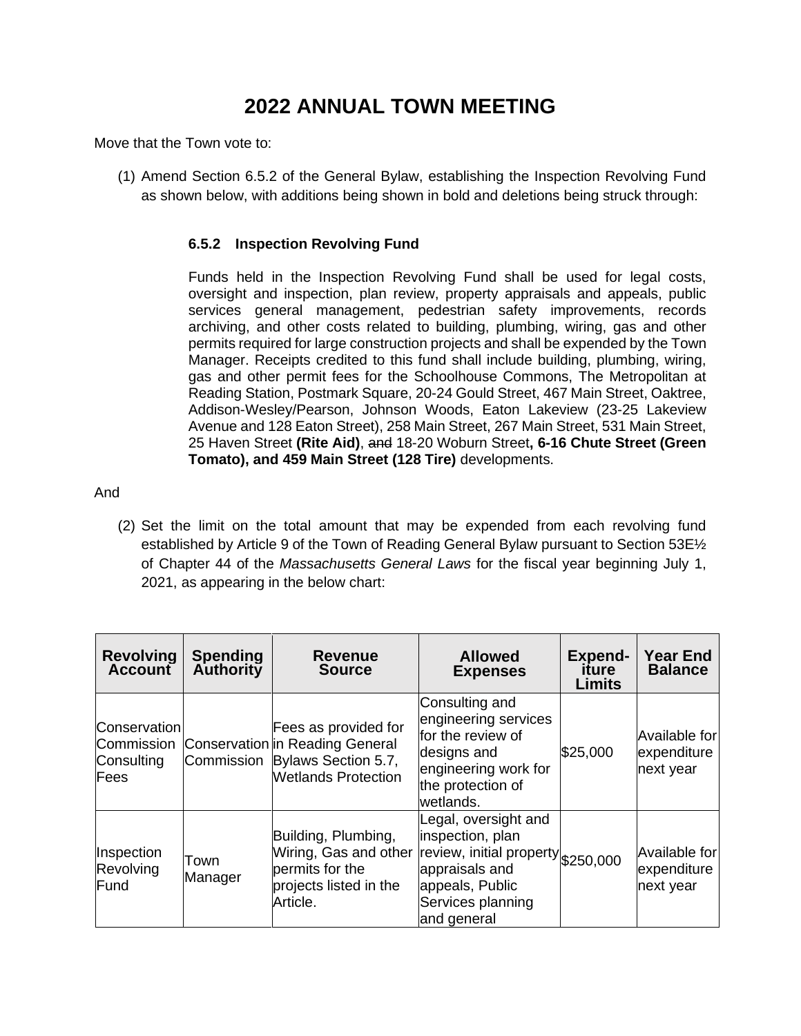# 2022 ANNUAL TOWN MEETING

Move that the Town vote to:

(1) Amend Section 6.5.2 of the General Bylaw, establishing the Inspection Revolving Fund as shown below, with additions being shown in bold and deletions being struck through:

**6.5.2 Inspection Revolving Fund**

Funds held in the Inspection Revolving Fund shall be used for legal costs, oversight and inspection, plan review, property appraisals and appeals, public services general management, pedestrian safety improvements, records archiving, and other costs related to building, plumbing, wiring, gas and other permits required for large construction projects and shall be expended by the Town Manager. Receipts credited to this fund shall include building, plumbing, wiring, gas and other permit fees for the Schoolhouse Commons, The Metropolitan at Reading Station, Postmark Square, 20-24 Gould Street, 467 Main Street, Oaktree, Addison-Wesley/Pearson, Johnson Woods, Eaton Lakeview (23-25 Lakeview Avenue and 128 Eaton Street), 258 Main Street, 267 Main Street, 531 Main Street, 25 Haven Street **(Rite Aid)**, ~~and~~ 18-20 Woburn Street**, 6-16 Chute Street (Green Tomato), and 459 Main Street (128 Tire)** developments.

And

(2) Set the limit on the total amount that may be expended from each revolving fund established by Article 9 of the Town of Reading General Bylaw pursuant to Section 53E½ of Chapter 44 of the *Massachusetts General Laws* for the fiscal year beginning July 1, 2021, as appearing in the below chart:

| Revolving Account | Spending Authority | Revenue Source | Allowed Expenses | Expend-iture Limits | Year End Balance |
|---|---|---|---|---|---|
| Conservation Commission Consulting Fees | Conservation Commission | Fees as provided for in Reading General Bylaws Section 5.7, Wetlands Protection | Consulting and engineering services for the review of designs and engineering work for the protection of wetlands. | $25,000 | Available for expenditure next year |
| Inspection Revolving Fund | Town Manager | Building, Plumbing, Wiring, Gas and other permits for the projects listed in the Article. | Legal, oversight and inspection, plan review, initial property appraisals and appeals, Public Services planning and general | $250,000 | Available for expenditure next year |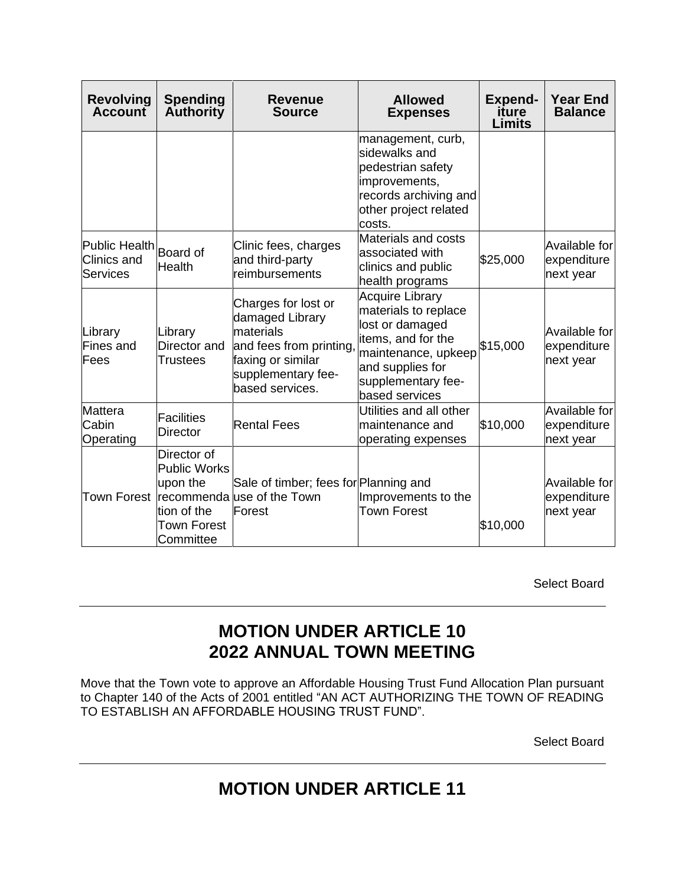| Revolving Account | Spending Authority | Revenue Source | Allowed Expenses | Expend-iture Limits | Year End Balance |
|---|---|---|---|---|---|
| | | | management, curb, sidewalks and pedestrian safety improvements, records archiving and other project related costs. | | |
| Public Health Clinics and Services | Board of Health | Clinic fees, charges and third-party reimbursements | Materials and costs associated with clinics and public health programs | $25,000 | Available for expenditure next year |
| Library Fines and Fees | Library Director and Trustees | Charges for lost or damaged Library materials and fees from printing, faxing or similar supplementary fee-based services. | Acquire Library materials to replace lost or damaged items, and for the maintenance, upkeep and supplies for supplementary fee-based services | $15,000 | Available for expenditure next year |
| Mattera Cabin Operating | Facilities Director | Rental Fees | Utilities and all other maintenance and operating expenses | $10,000 | Available for expenditure next year |
| Town Forest | Director of Public Works upon the recommendation of the Town Forest Committee | Sale of timber; fees for use of the Town Forest | Planning and Improvements to the Town Forest | $10,000 | Available for expenditure next year |

Select Board

## MOTION UNDER ARTICLE 10
## 2022 ANNUAL TOWN MEETING

Move that the Town vote to approve an Affordable Housing Trust Fund Allocation Plan pursuant to Chapter 140 of the Acts of 2001 entitled "AN ACT AUTHORIZING THE TOWN OF READING TO ESTABLISH AN AFFORDABLE HOUSING TRUST FUND".

Select Board

## MOTION UNDER ARTICLE 11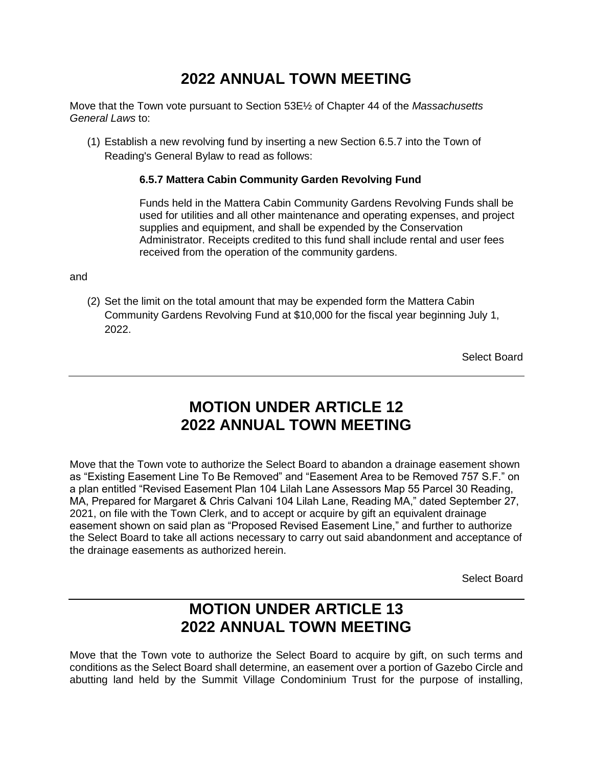# 2022 ANNUAL TOWN MEETING

Move that the Town vote pursuant to Section 53E½ of Chapter 44 of the *Massachusetts General Laws* to:

(1) Establish a new revolving fund by inserting a new Section 6.5.7 into the Town of Reading's General Bylaw to read as follows:

> **6.5.7 Mattera Cabin Community Garden Revolving Fund**
>
> Funds held in the Mattera Cabin Community Gardens Revolving Funds shall be used for utilities and all other maintenance and operating expenses, and project supplies and equipment, and shall be expended by the Conservation Administrator. Receipts credited to this fund shall include rental and user fees received from the operation of the community gardens.

and

(2) Set the limit on the total amount that may be expended form the Mattera Cabin Community Gardens Revolving Fund at $10,000 for the fiscal year beginning July 1, 2022.

Select Board

---

# MOTION UNDER ARTICLE 12
# 2022 ANNUAL TOWN MEETING

Move that the Town vote to authorize the Select Board to abandon a drainage easement shown as "Existing Easement Line To Be Removed" and "Easement Area to be Removed 757 S.F." on a plan entitled "Revised Easement Plan 104 Lilah Lane Assessors Map 55 Parcel 30 Reading, MA, Prepared for Margaret & Chris Calvani 104 Lilah Lane, Reading MA," dated September 27, 2021, on file with the Town Clerk, and to accept or acquire by gift an equivalent drainage easement shown on said plan as "Proposed Revised Easement Line," and further to authorize the Select Board to take all actions necessary to carry out said abandonment and acceptance of the drainage easements as authorized herein.

Select Board

---

# MOTION UNDER ARTICLE 13
# 2022 ANNUAL TOWN MEETING

Move that the Town vote to authorize the Select Board to acquire by gift, on such terms and conditions as the Select Board shall determine, an easement over a portion of Gazebo Circle and abutting land held by the Summit Village Condominium Trust for the purpose of installing,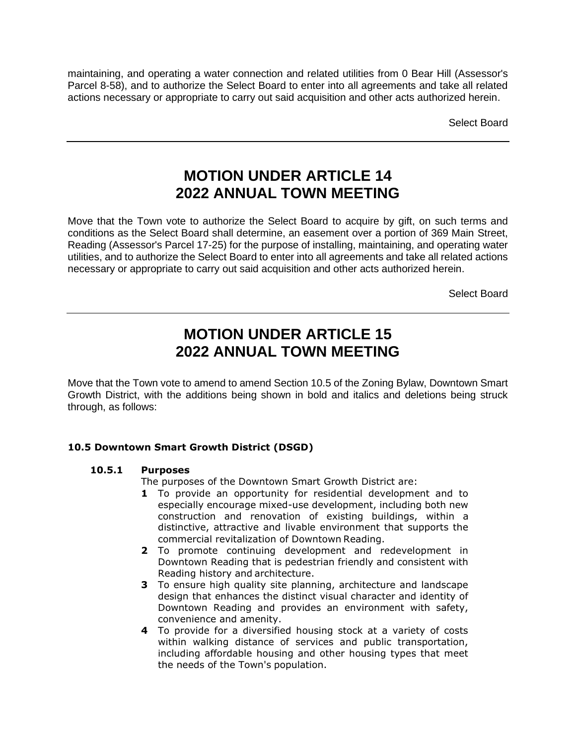maintaining, and operating a water connection and related utilities from 0 Bear Hill (Assessor's Parcel 8-58), and to authorize the Select Board to enter into all agreements and take all related actions necessary or appropriate to carry out said acquisition and other acts authorized herein.

Select Board

---

# MOTION UNDER ARTICLE 14
# 2022 ANNUAL TOWN MEETING

Move that the Town vote to authorize the Select Board to acquire by gift, on such terms and conditions as the Select Board shall determine, an easement over a portion of 369 Main Street, Reading (Assessor's Parcel 17-25) for the purpose of installing, maintaining, and operating water utilities, and to authorize the Select Board to enter into all agreements and take all related actions necessary or appropriate to carry out said acquisition and other acts authorized herein.

Select Board

---

# MOTION UNDER ARTICLE 15
# 2022 ANNUAL TOWN MEETING

Move that the Town vote to amend to amend Section 10.5 of the Zoning Bylaw, Downtown Smart Growth District, with the additions being shown in bold and italics and deletions being struck through, as follows:

**10.5 Downtown Smart Growth District (DSGD)**

**10.5.1 Purposes**

The purposes of the Downtown Smart Growth District are:

1. To provide an opportunity for residential development and to especially encourage mixed-use development, including both new construction and renovation of existing buildings, within a distinctive, attractive and livable environment that supports the commercial revitalization of Downtown Reading.
2. To promote continuing development and redevelopment in Downtown Reading that is pedestrian friendly and consistent with Reading history and architecture.
3. To ensure high quality site planning, architecture and landscape design that enhances the distinct visual character and identity of Downtown Reading and provides an environment with safety, convenience and amenity.
4. To provide for a diversified housing stock at a variety of costs within walking distance of services and public transportation, including affordable housing and other housing types that meet the needs of the Town's population.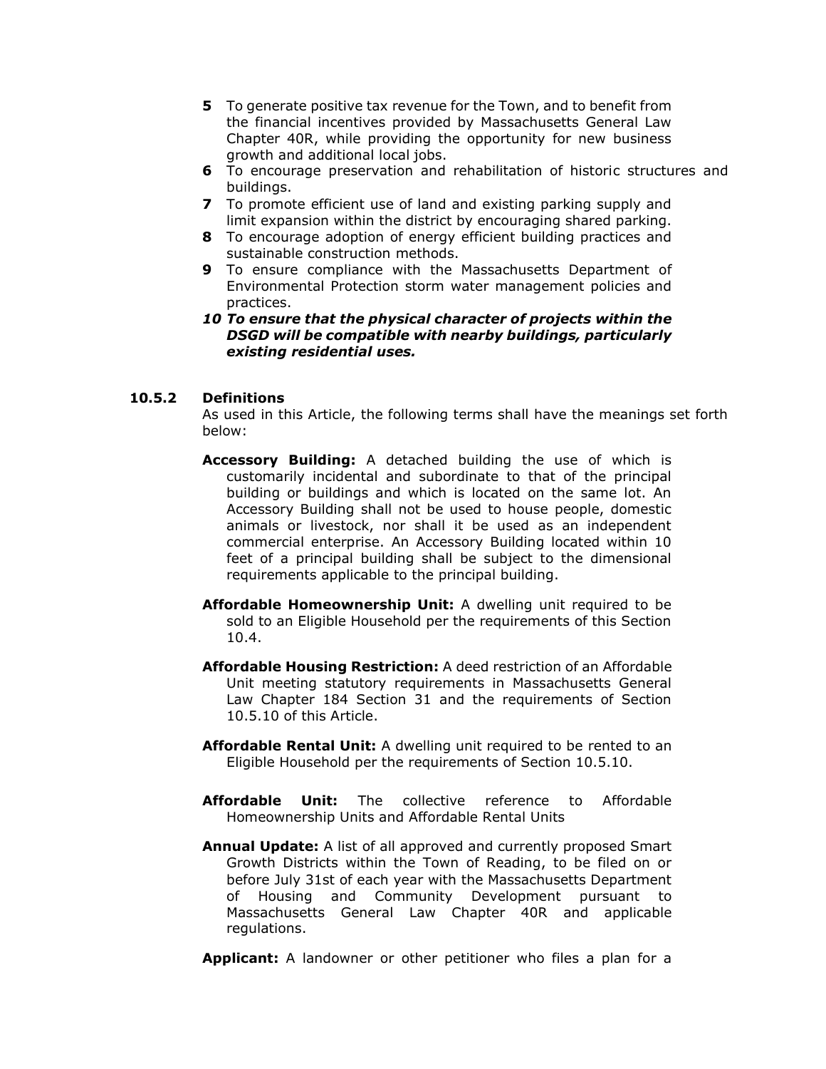**5** To generate positive tax revenue for the Town, and to benefit from the financial incentives provided by Massachusetts General Law Chapter 40R, while providing the opportunity for new business growth and additional local jobs.

**6** To encourage preservation and rehabilitation of historic structures and buildings.

**7** To promote efficient use of land and existing parking supply and limit expansion within the district by encouraging shared parking.

**8** To encourage adoption of energy efficient building practices and sustainable construction methods.

**9** To ensure compliance with the Massachusetts Department of Environmental Protection storm water management policies and practices.

***10 To ensure that the physical character of projects within the DSGD will be compatible with nearby buildings, particularly existing residential uses.***

### 10.5.2 Definitions

As used in this Article, the following terms shall have the meanings set forth below:

**Accessory Building:** A detached building the use of which is customarily incidental and subordinate to that of the principal building or buildings and which is located on the same lot. An Accessory Building shall not be used to house people, domestic animals or livestock, nor shall it be used as an independent commercial enterprise. An Accessory Building located within 10 feet of a principal building shall be subject to the dimensional requirements applicable to the principal building.

**Affordable Homeownership Unit:** A dwelling unit required to be sold to an Eligible Household per the requirements of this Section 10.4.

**Affordable Housing Restriction:** A deed restriction of an Affordable Unit meeting statutory requirements in Massachusetts General Law Chapter 184 Section 31 and the requirements of Section 10.5.10 of this Article.

**Affordable Rental Unit:** A dwelling unit required to be rented to an Eligible Household per the requirements of Section 10.5.10.

**Affordable Unit:** The collective reference to Affordable Homeownership Units and Affordable Rental Units

**Annual Update:** A list of all approved and currently proposed Smart Growth Districts within the Town of Reading, to be filed on or before July 31st of each year with the Massachusetts Department of Housing and Community Development pursuant to Massachusetts General Law Chapter 40R and applicable regulations.

**Applicant:** A landowner or other petitioner who files a plan for a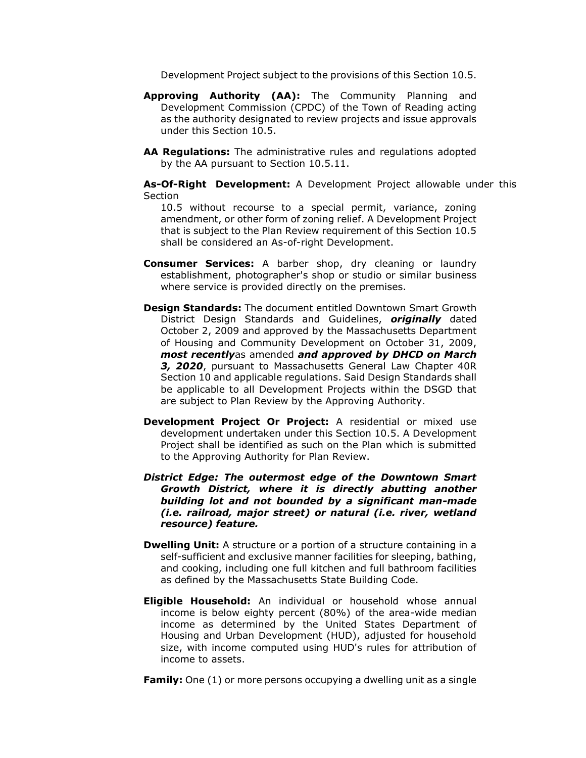Development Project subject to the provisions of this Section 10.5.

**Approving Authority (AA):** The Community Planning and Development Commission (CPDC) of the Town of Reading acting as the authority designated to review projects and issue approvals under this Section 10.5.

**AA Regulations:** The administrative rules and regulations adopted by the AA pursuant to Section 10.5.11.

**As-Of-Right Development:** A Development Project allowable under this Section 10.5 without recourse to a special permit, variance, zoning amendment, or other form of zoning relief. A Development Project that is subject to the Plan Review requirement of this Section 10.5 shall be considered an As-of-right Development.

**Consumer Services:** A barber shop, dry cleaning or laundry establishment, photographer's shop or studio or similar business where service is provided directly on the premises.

**Design Standards:** The document entitled Downtown Smart Growth District Design Standards and Guidelines, ***originally*** dated October 2, 2009 and approved by the Massachusetts Department of Housing and Community Development on October 31, 2009, ***most recently*** ~~as~~ amended ***and approved by DHCD on March 3, 2020***, pursuant to Massachusetts General Law Chapter 40R Section 10 and applicable regulations. Said Design Standards shall be applicable to all Development Projects within the DSGD that are subject to Plan Review by the Approving Authority.

**Development Project Or Project:** A residential or mixed use development undertaken under this Section 10.5. A Development Project shall be identified as such on the Plan which is submitted to the Approving Authority for Plan Review.

***District Edge: The outermost edge of the Downtown Smart Growth District, where it is directly abutting another building lot and not bounded by a significant man-made (i.e. railroad, major street) or natural (i.e. river, wetland resource) feature.***

**Dwelling Unit:** A structure or a portion of a structure containing in a self-sufficient and exclusive manner facilities for sleeping, bathing, and cooking, including one full kitchen and full bathroom facilities as defined by the Massachusetts State Building Code.

**Eligible Household:** An individual or household whose annual income is below eighty percent (80%) of the area-wide median income as determined by the United States Department of Housing and Urban Development (HUD), adjusted for household size, with income computed using HUD's rules for attribution of income to assets.

**Family:** One (1) or more persons occupying a dwelling unit as a single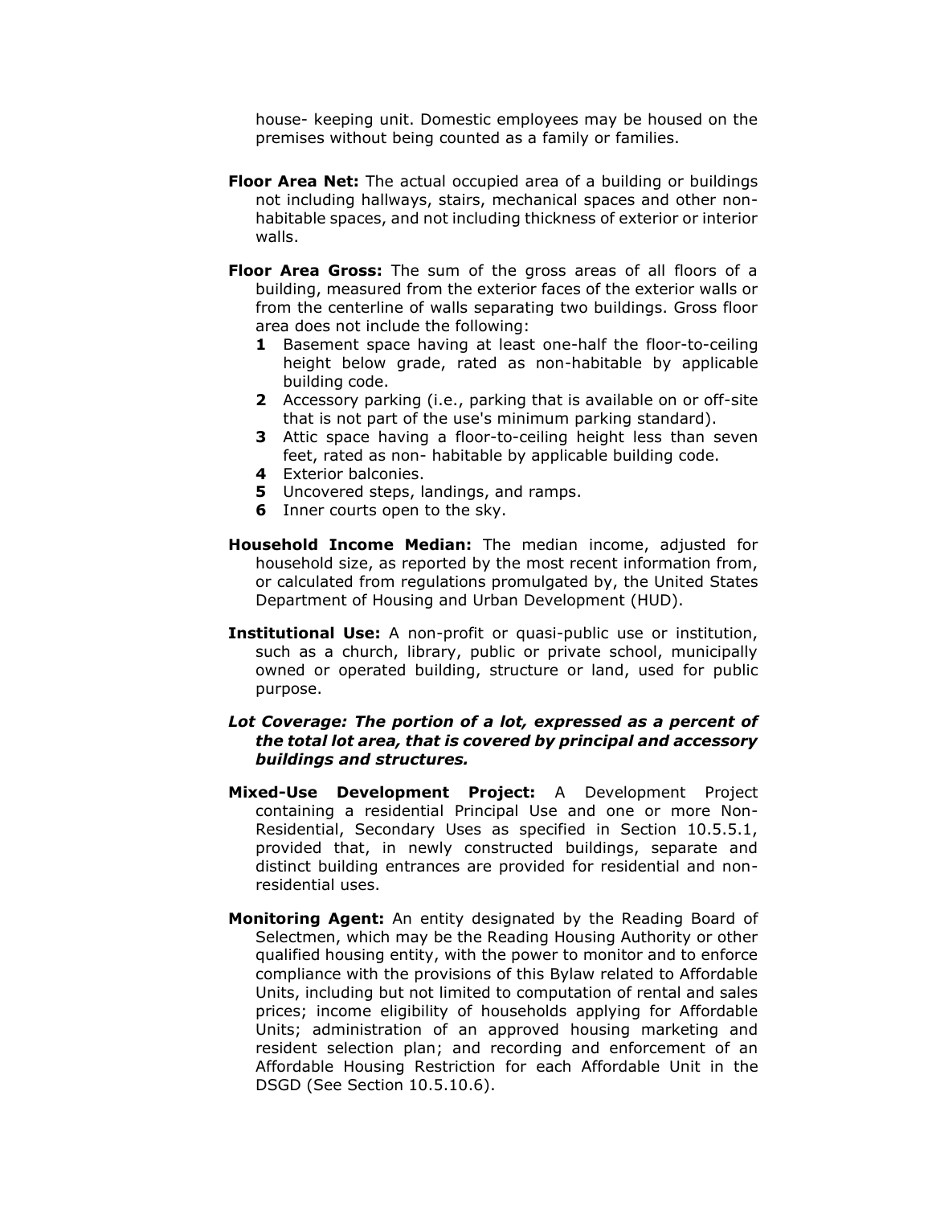house- keeping unit. Domestic employees may be housed on the premises without being counted as a family or families.

**Floor Area Net:** The actual occupied area of a building or buildings not including hallways, stairs, mechanical spaces and other non-habitable spaces, and not including thickness of exterior or interior walls.

**Floor Area Gross:** The sum of the gross areas of all floors of a building, measured from the exterior faces of the exterior walls or from the centerline of walls separating two buildings. Gross floor area does not include the following:

1. Basement space having at least one-half the floor-to-ceiling height below grade, rated as non-habitable by applicable building code.
2. Accessory parking (i.e., parking that is available on or off-site that is not part of the use's minimum parking standard).
3. Attic space having a floor-to-ceiling height less than seven feet, rated as non- habitable by applicable building code.
4. Exterior balconies.
5. Uncovered steps, landings, and ramps.
6. Inner courts open to the sky.

**Household Income Median:** The median income, adjusted for household size, as reported by the most recent information from, or calculated from regulations promulgated by, the United States Department of Housing and Urban Development (HUD).

**Institutional Use:** A non-profit or quasi-public use or institution, such as a church, library, public or private school, municipally owned or operated building, structure or land, used for public purpose.

***Lot Coverage: The portion of a lot, expressed as a percent of the total lot area, that is covered by principal and accessory buildings and structures.***

**Mixed-Use Development Project:** A Development Project containing a residential Principal Use and one or more Non-Residential, Secondary Uses as specified in Section 10.5.5.1, provided that, in newly constructed buildings, separate and distinct building entrances are provided for residential and non-residential uses.

**Monitoring Agent:** An entity designated by the Reading Board of Selectmen, which may be the Reading Housing Authority or other qualified housing entity, with the power to monitor and to enforce compliance with the provisions of this Bylaw related to Affordable Units, including but not limited to computation of rental and sales prices; income eligibility of households applying for Affordable Units; administration of an approved housing marketing and resident selection plan; and recording and enforcement of an Affordable Housing Restriction for each Affordable Unit in the DSGD (See Section 10.5.10.6).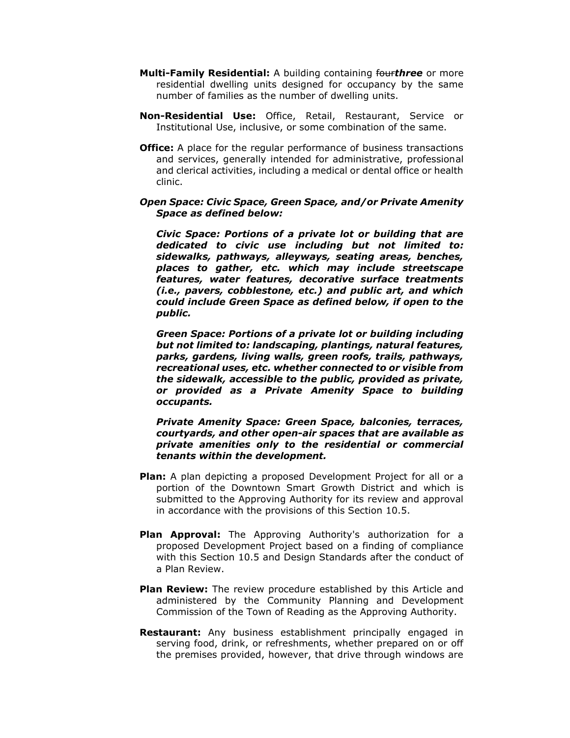**Multi-Family Residential:** A building containing ~~four~~***three*** or more residential dwelling units designed for occupancy by the same number of families as the number of dwelling units.

**Non-Residential Use:** Office, Retail, Restaurant, Service or Institutional Use, inclusive, or some combination of the same.

**Office:** A place for the regular performance of business transactions and services, generally intended for administrative, professional and clerical activities, including a medical or dental office or health clinic.

***Open Space: Civic Space, Green Space, and/or Private Amenity Space as defined below:***

***Civic Space: Portions of a private lot or building that are dedicated to civic use including but not limited to: sidewalks, pathways, alleyways, seating areas, benches, places to gather, etc. which may include streetscape features, water features, decorative surface treatments (i.e., pavers, cobblestone, etc.) and public art, and which could include Green Space as defined below, if open to the public.***

***Green Space: Portions of a private lot or building including but not limited to: landscaping, plantings, natural features, parks, gardens, living walls, green roofs, trails, pathways, recreational uses, etc. whether connected to or visible from the sidewalk, accessible to the public, provided as private, or provided as a Private Amenity Space to building occupants.***

***Private Amenity Space: Green Space, balconies, terraces, courtyards, and other open-air spaces that are available as private amenities only to the residential or commercial tenants within the development.***

**Plan:** A plan depicting a proposed Development Project for all or a portion of the Downtown Smart Growth District and which is submitted to the Approving Authority for its review and approval in accordance with the provisions of this Section 10.5.

**Plan Approval:** The Approving Authority's authorization for a proposed Development Project based on a finding of compliance with this Section 10.5 and Design Standards after the conduct of a Plan Review.

**Plan Review:** The review procedure established by this Article and administered by the Community Planning and Development Commission of the Town of Reading as the Approving Authority.

**Restaurant:** Any business establishment principally engaged in serving food, drink, or refreshments, whether prepared on or off the premises provided, however, that drive through windows are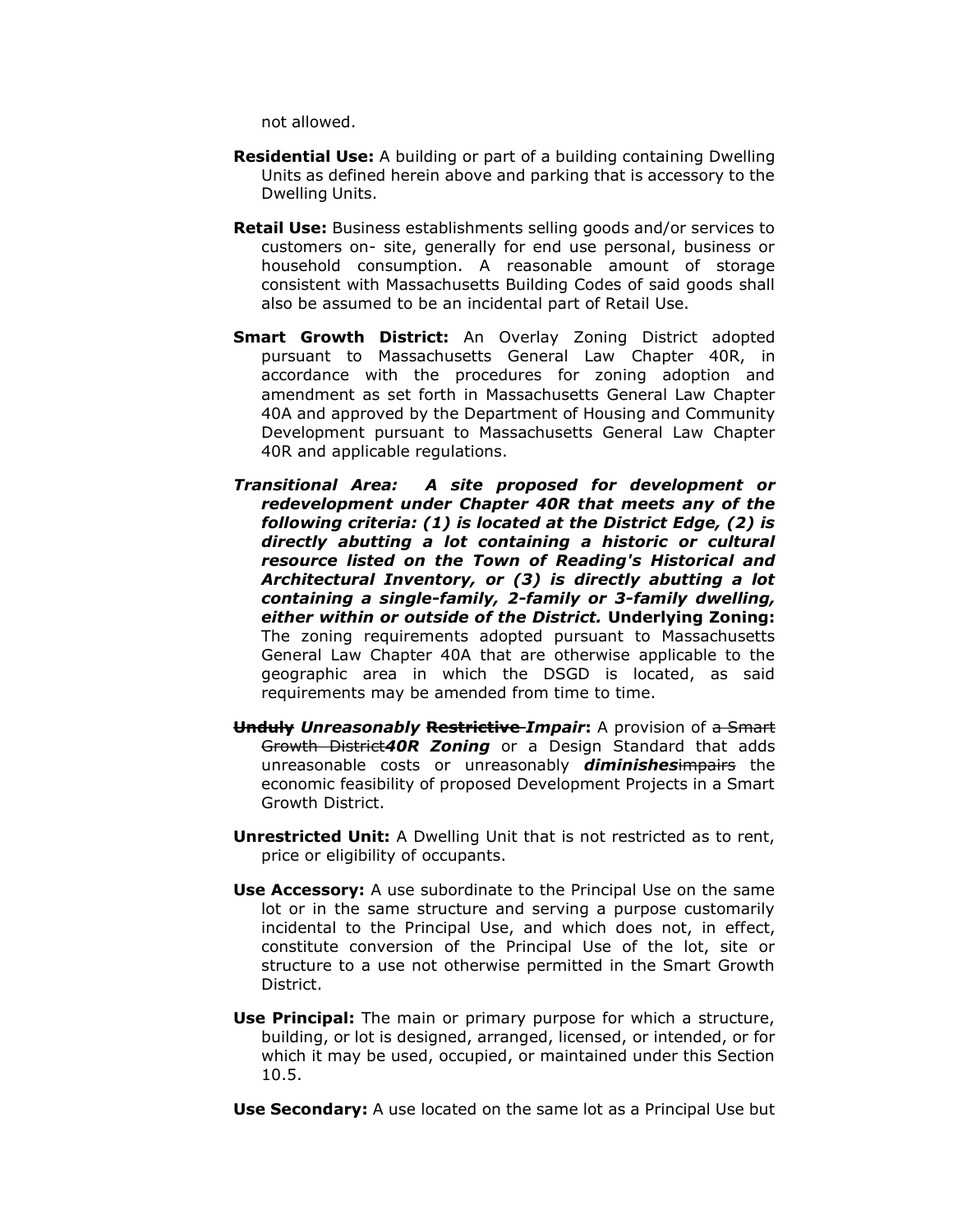not allowed.

**Residential Use:** A building or part of a building containing Dwelling Units as defined herein above and parking that is accessory to the Dwelling Units.

**Retail Use:** Business establishments selling goods and/or services to customers on- site, generally for end use personal, business or household consumption. A reasonable amount of storage consistent with Massachusetts Building Codes of said goods shall also be assumed to be an incidental part of Retail Use.

**Smart Growth District:** An Overlay Zoning District adopted pursuant to Massachusetts General Law Chapter 40R, in accordance with the procedures for zoning adoption and amendment as set forth in Massachusetts General Law Chapter 40A and approved by the Department of Housing and Community Development pursuant to Massachusetts General Law Chapter 40R and applicable regulations.

***Transitional Area: A site proposed for development or redevelopment under Chapter 40R that meets any of the following criteria: (1) is located at the District Edge, (2) is directly abutting a lot containing a historic or cultural resource listed on the Town of Reading's Historical and Architectural Inventory, or (3) is directly abutting a lot containing a single-family, 2-family or 3-family dwelling, either within or outside of the District.*** **Underlying Zoning:** The zoning requirements adopted pursuant to Massachusetts General Law Chapter 40A that are otherwise applicable to the geographic area in which the DSGD is located, as said requirements may be amended from time to time.

**~~Unduly~~ *Unreasonably* ~~Restrictive~~ *Impair*:** A provision of ~~a Smart Growth District~~***40R Zoning*** or a Design Standard that adds unreasonable costs or unreasonably ***diminishes***~~impairs~~ the economic feasibility of proposed Development Projects in a Smart Growth District.

**Unrestricted Unit:** A Dwelling Unit that is not restricted as to rent, price or eligibility of occupants.

**Use Accessory:** A use subordinate to the Principal Use on the same lot or in the same structure and serving a purpose customarily incidental to the Principal Use, and which does not, in effect, constitute conversion of the Principal Use of the lot, site or structure to a use not otherwise permitted in the Smart Growth District.

**Use Principal:** The main or primary purpose for which a structure, building, or lot is designed, arranged, licensed, or intended, or for which it may be used, occupied, or maintained under this Section 10.5.

**Use Secondary:** A use located on the same lot as a Principal Use but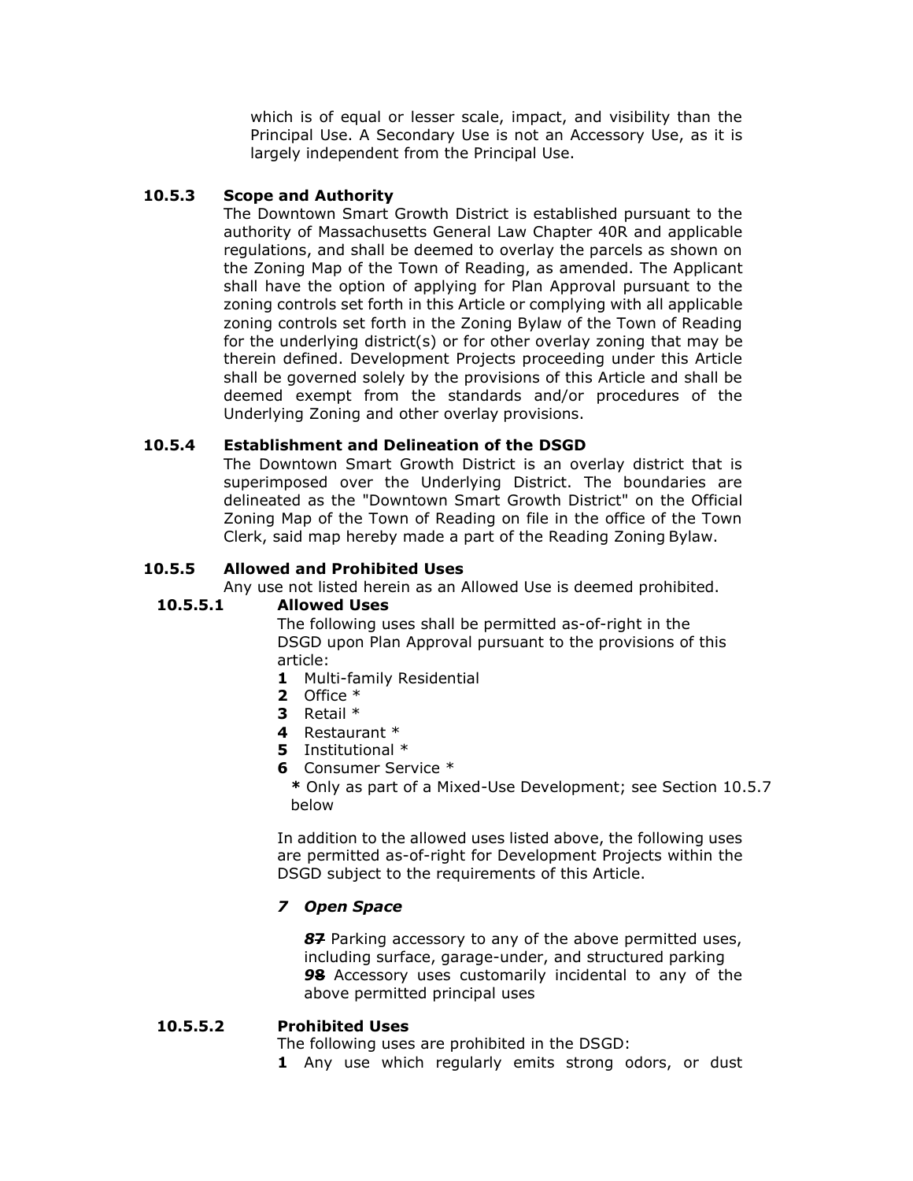which is of equal or lesser scale, impact, and visibility than the Principal Use. A Secondary Use is not an Accessory Use, as it is largely independent from the Principal Use.

### 10.5.3 Scope and Authority

The Downtown Smart Growth District is established pursuant to the authority of Massachusetts General Law Chapter 40R and applicable regulations, and shall be deemed to overlay the parcels as shown on the Zoning Map of the Town of Reading, as amended. The Applicant shall have the option of applying for Plan Approval pursuant to the zoning controls set forth in this Article or complying with all applicable zoning controls set forth in the Zoning Bylaw of the Town of Reading for the underlying district(s) or for other overlay zoning that may be therein defined. Development Projects proceeding under this Article shall be governed solely by the provisions of this Article and shall be deemed exempt from the standards and/or procedures of the Underlying Zoning and other overlay provisions.

### 10.5.4 Establishment and Delineation of the DSGD

The Downtown Smart Growth District is an overlay district that is superimposed over the Underlying District. The boundaries are delineated as the "Downtown Smart Growth District" on the Official Zoning Map of the Town of Reading on file in the office of the Town Clerk, said map hereby made a part of the Reading Zoning Bylaw.

### 10.5.5 Allowed and Prohibited Uses

Any use not listed herein as an Allowed Use is deemed prohibited.

#### 10.5.5.1 Allowed Uses

The following uses shall be permitted as-of-right in the DSGD upon Plan Approval pursuant to the provisions of this article:

**1** Multi-family Residential
**2** Office *
**3** Retail *
**4** Restaurant *
**5** Institutional *
**6** Consumer Service *

**\*** Only as part of a Mixed-Use Development; see Section 10.5.7 below

In addition to the allowed uses listed above, the following uses are permitted as-of-right for Development Projects within the DSGD subject to the requirements of this Article.

***7 Open Space***

***8*~~7~~** Parking accessory to any of the above permitted uses, including surface, garage-under, and structured parking
***9*~~8~~** Accessory uses customarily incidental to any of the above permitted principal uses

#### 10.5.5.2 Prohibited Uses

The following uses are prohibited in the DSGD:

**1** Any use which regularly emits strong odors, or dust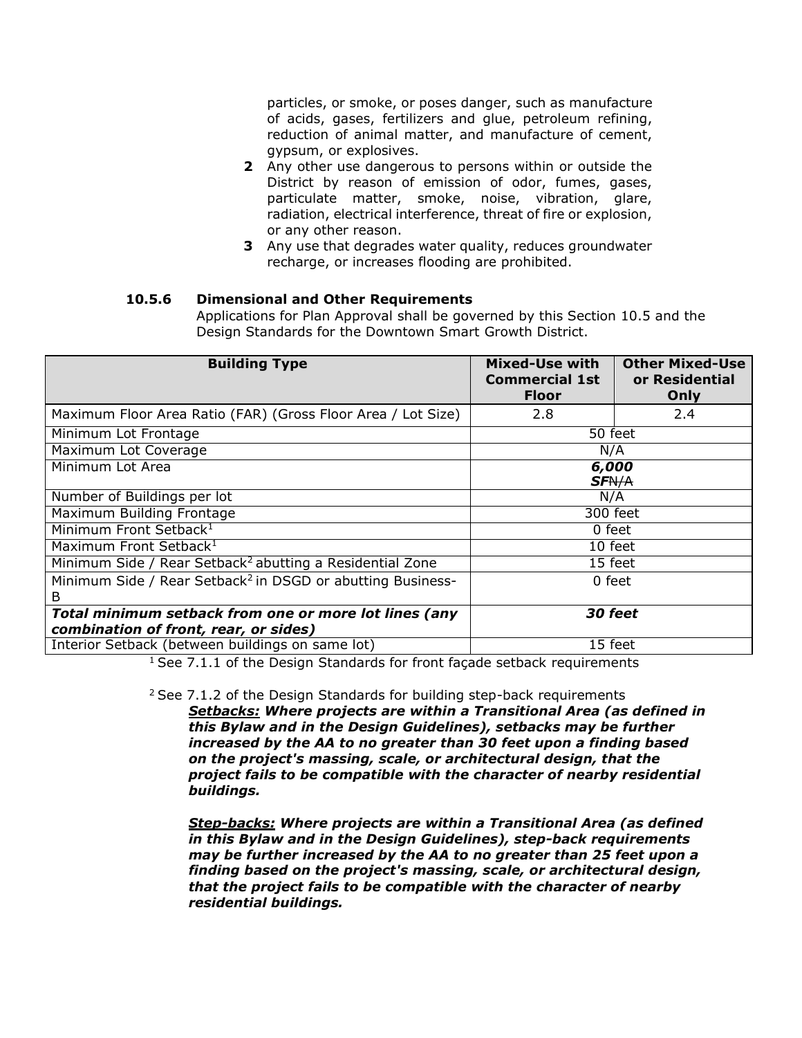particles, or smoke, or poses danger, such as manufacture of acids, gases, fertilizers and glue, petroleum refining, reduction of animal matter, and manufacture of cement, gypsum, or explosives.

**2** Any other use dangerous to persons within or outside the District by reason of emission of odor, fumes, gases, particulate matter, smoke, noise, vibration, glare, radiation, electrical interference, threat of fire or explosion, or any other reason.

**3** Any use that degrades water quality, reduces groundwater recharge, or increases flooding are prohibited.

#### 10.5.6 Dimensional and Other Requirements

Applications for Plan Approval shall be governed by this Section 10.5 and the Design Standards for the Downtown Smart Growth District.

| Building Type | Mixed-Use with Commercial 1st Floor | Other Mixed-Use or Residential Only |
|---|---|---|
| Maximum Floor Area Ratio (FAR) (Gross Floor Area / Lot Size) | 2.8 | 2.4 |
| Minimum Lot Frontage | 50 feet | |
| Maximum Lot Coverage | N/A | |
| Minimum Lot Area | ***6,000 SF*** ~~N/A~~ | |
| Number of Buildings per lot | N/A | |
| Maximum Building Frontage | 300 feet | |
| Minimum Front Setback[1] | 0 feet | |
| Maximum Front Setback[1] | 10 feet | |
| Minimum Side / Rear Setback[2] abutting a Residential Zone | 15 feet | |
| Minimum Side / Rear Setback[2] in DSGD or abutting Business-B | 0 feet | |
| ***Total minimum setback from one or more lot lines (any combination of front, rear, or sides)*** | ***30 feet*** | |
| Interior Setback (between buildings on same lot) | 15 feet | |

[1] See 7.1.1 of the Design Standards for front façade setback requirements

[2] See 7.1.2 of the Design Standards for building step-back requirements

***<u>Setbacks:</u> Where projects are within a Transitional Area (as defined in this Bylaw and in the Design Guidelines), setbacks may be further increased by the AA to no greater than 30 feet upon a finding based on the project's massing, scale, or architectural design, that the project fails to be compatible with the character of nearby residential buildings.***

***<u>Step-backs:</u> Where projects are within a Transitional Area (as defined in this Bylaw and in the Design Guidelines), step-back requirements may be further increased by the AA to no greater than 25 feet upon a finding based on the project's massing, scale, or architectural design, that the project fails to be compatible with the character of nearby residential buildings.***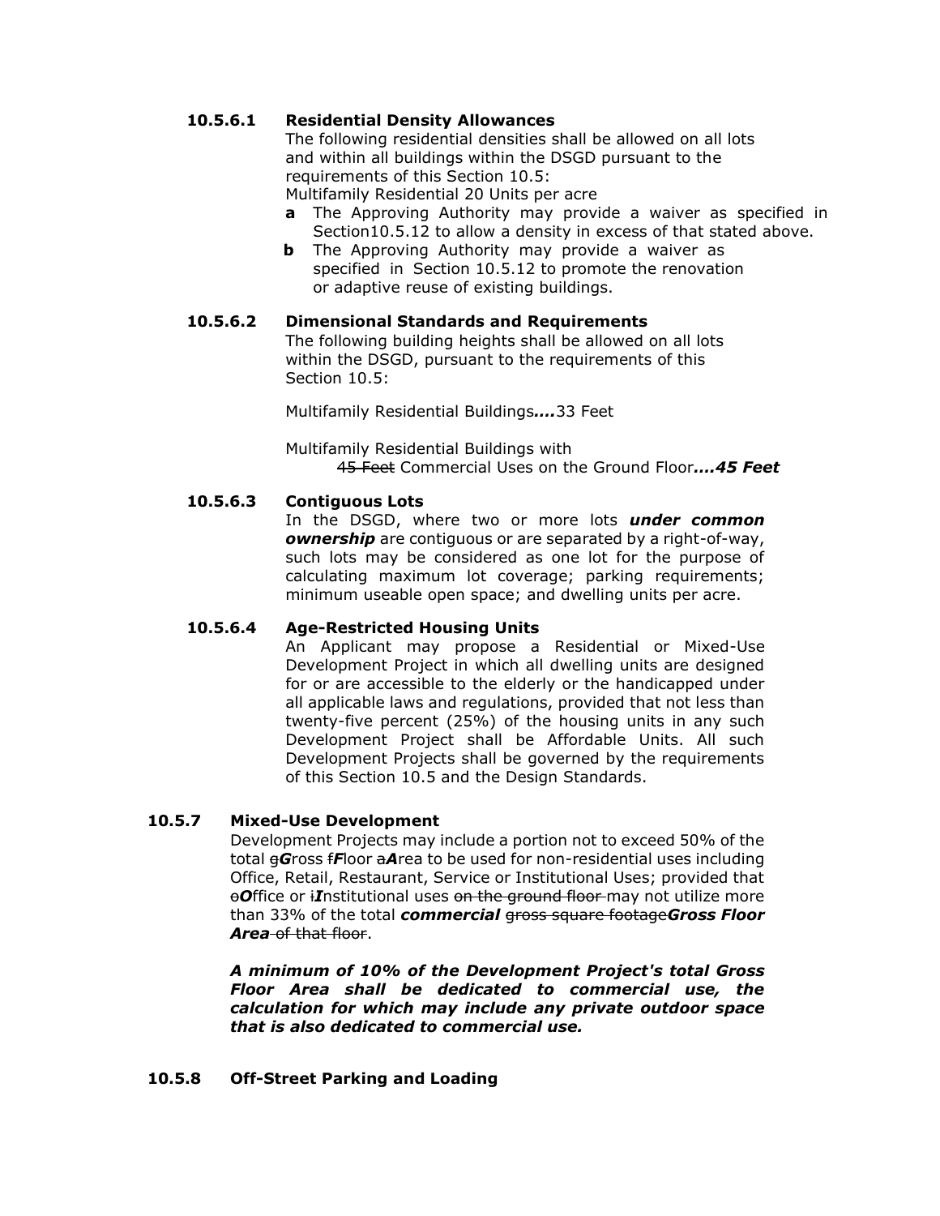**10.5.6.1 Residential Density Allowances**

The following residential densities shall be allowed on all lots and within all buildings within the DSGD pursuant to the requirements of this Section 10.5:

Multifamily Residential 20 Units per acre

- **a** The Approving Authority may provide a waiver as specified in Section10.5.12 to allow a density in excess of that stated above.
- **b** The Approving Authority may provide a waiver as specified in Section 10.5.12 to promote the renovation or adaptive reuse of existing buildings.

**10.5.6.2 Dimensional Standards and Requirements**

The following building heights shall be allowed on all lots within the DSGD, pursuant to the requirements of this Section 10.5:

Multifamily Residential Buildings***....***33 Feet

Multifamily Residential Buildings with ~~45 Feet~~ Commercial Uses on the Ground Floor***....45 Feet***

**10.5.6.3 Contiguous Lots**

In the DSGD, where two or more lots ***under common ownership*** are contiguous or are separated by a right-of-way, such lots may be considered as one lot for the purpose of calculating maximum lot coverage; parking requirements; minimum useable open space; and dwelling units per acre.

**10.5.6.4 Age-Restricted Housing Units**

An Applicant may propose a Residential or Mixed-Use Development Project in which all dwelling units are designed for or are accessible to the elderly or the handicapped under all applicable laws and regulations, provided that not less than twenty-five percent (25%) of the housing units in any such Development Project shall be Affordable Units. All such Development Projects shall be governed by the requirements of this Section 10.5 and the Design Standards.

**10.5.7 Mixed-Use Development**

Development Projects may include a portion not to exceed 50% of the total ~~g~~***G***ross ~~f~~***F***loor ~~a~~***A***rea to be used for non-residential uses including Office, Retail, Restaurant, Service or Institutional Uses; provided that ~~o~~***O***ffice or ~~i~~***I***nstitutional uses ~~on the ground floor~~ may not utilize more than 33% of the total ***commercial*** ~~gross square footage~~***Gross Floor Area*** ~~of that floor~~.

***A minimum of 10% of the Development Project's total Gross Floor Area shall be dedicated to commercial use, the calculation for which may include any private outdoor space that is also dedicated to commercial use.***

**10.5.8 Off-Street Parking and Loading**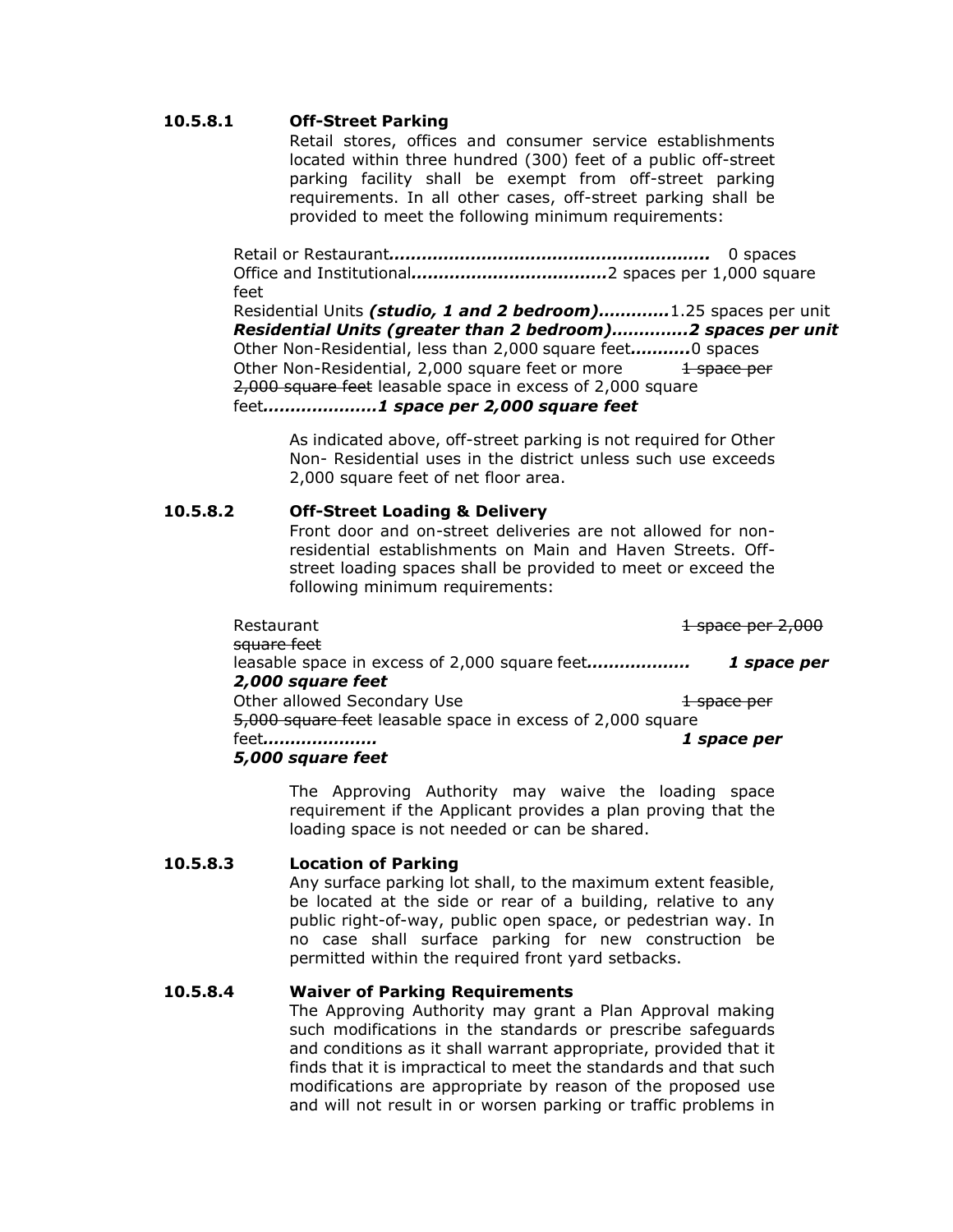### 10.5.8.1 Off-Street Parking

Retail stores, offices and consumer service establishments located within three hundred (300) feet of a public off-street parking facility shall be exempt from off-street parking requirements. In all other cases, off-street parking shall be provided to meet the following minimum requirements:

Retail or Restaurant**........................................................** 0 spaces
Office and Institutional**..................................**2 spaces per 1,000 square feet
Residential Units ***(studio, 1 and 2 bedroom)............***1.25 spaces per unit
***Residential Units (greater than 2 bedroom).............2 spaces per unit***
Other Non-Residential, less than 2,000 square feet**..........**0 spaces
Other Non-Residential, 2,000 square feet or more ~~1 space per 2,000 square feet~~ leasable space in excess of 2,000 square feet***....................1 space per 2,000 square feet***

As indicated above, off-street parking is not required for Other Non- Residential uses in the district unless such use exceeds 2,000 square feet of net floor area.

### 10.5.8.2 Off-Street Loading & Delivery

Front door and on-street deliveries are not allowed for non-residential establishments on Main and Haven Streets. Off-street loading spaces shall be provided to meet or exceed the following minimum requirements:

Restaurant ~~1 space per 2,000 square feet~~ leasable space in excess of 2,000 square feet***.................. 1 space per 2,000 square feet***
Other allowed Secondary Use ~~1 space per 5,000 square feet~~ leasable space in excess of 2,000 square feet***.................... 1 space per 5,000 square feet***

The Approving Authority may waive the loading space requirement if the Applicant provides a plan proving that the loading space is not needed or can be shared.

### 10.5.8.3 Location of Parking

Any surface parking lot shall, to the maximum extent feasible, be located at the side or rear of a building, relative to any public right-of-way, public open space, or pedestrian way. In no case shall surface parking for new construction be permitted within the required front yard setbacks.

### 10.5.8.4 Waiver of Parking Requirements

The Approving Authority may grant a Plan Approval making such modifications in the standards or prescribe safeguards and conditions as it shall warrant appropriate, provided that it finds that it is impractical to meet the standards and that such modifications are appropriate by reason of the proposed use and will not result in or worsen parking or traffic problems in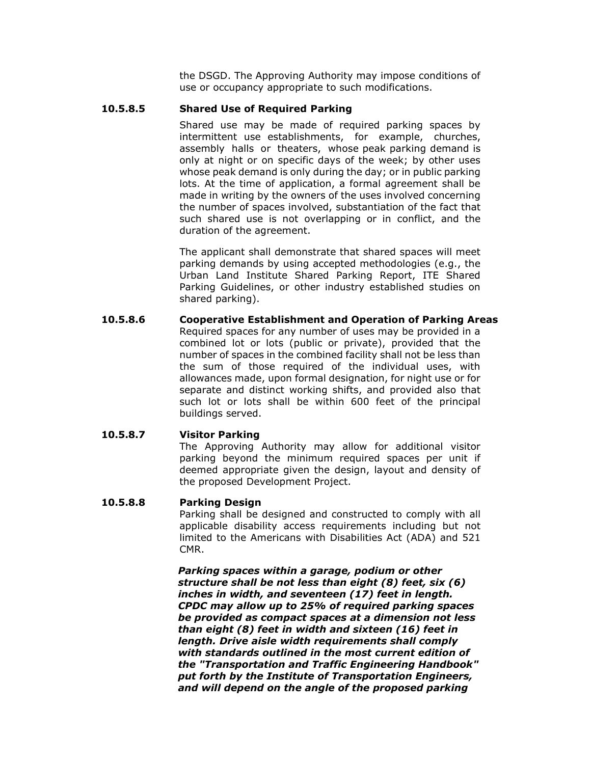the DSGD. The Approving Authority may impose conditions of use or occupancy appropriate to such modifications.

#### 10.5.8.5 Shared Use of Required Parking

Shared use may be made of required parking spaces by intermittent use establishments, for example, churches, assembly halls or theaters, whose peak parking demand is only at night or on specific days of the week; by other uses whose peak demand is only during the day; or in public parking lots. At the time of application, a formal agreement shall be made in writing by the owners of the uses involved concerning the number of spaces involved, substantiation of the fact that such shared use is not overlapping or in conflict, and the duration of the agreement.

The applicant shall demonstrate that shared spaces will meet parking demands by using accepted methodologies (e.g., the Urban Land Institute Shared Parking Report, ITE Shared Parking Guidelines, or other industry established studies on shared parking).

#### 10.5.8.6 Cooperative Establishment and Operation of Parking Areas

Required spaces for any number of uses may be provided in a combined lot or lots (public or private), provided that the number of spaces in the combined facility shall not be less than the sum of those required of the individual uses, with allowances made, upon formal designation, for night use or for separate and distinct working shifts, and provided also that such lot or lots shall be within 600 feet of the principal buildings served.

#### 10.5.8.7 Visitor Parking

The Approving Authority may allow for additional visitor parking beyond the minimum required spaces per unit if deemed appropriate given the design, layout and density of the proposed Development Project.

#### 10.5.8.8 Parking Design

Parking shall be designed and constructed to comply with all applicable disability access requirements including but not limited to the Americans with Disabilities Act (ADA) and 521 CMR.

***Parking spaces within a garage, podium or other structure shall be not less than eight (8) feet, six (6) inches in width, and seventeen (17) feet in length. CPDC may allow up to 25% of required parking spaces be provided as compact spaces at a dimension not less than eight (8) feet in width and sixteen (16) feet in length. Drive aisle width requirements shall comply with standards outlined in the most current edition of the "Transportation and Traffic Engineering Handbook" put forth by the Institute of Transportation Engineers, and will depend on the angle of the proposed parking***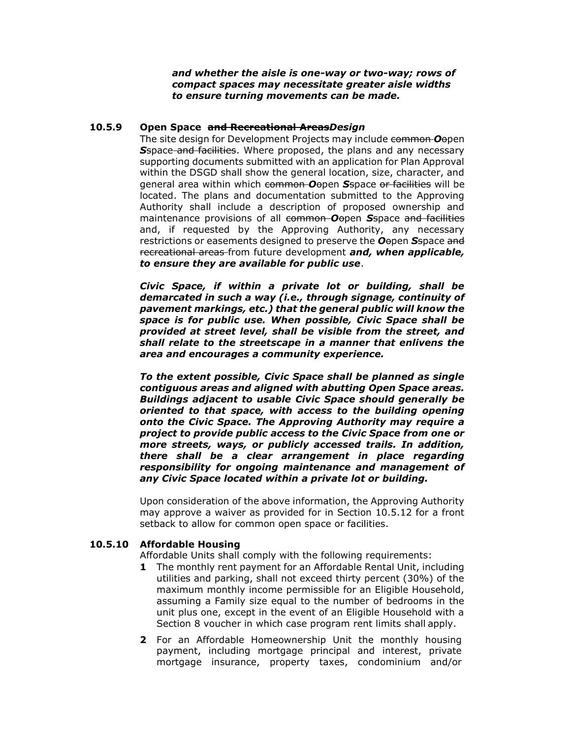***and whether the aisle is one-way or two-way; rows of compact spaces may necessitate greater aisle widths to ensure turning movements can be made.***

**10.5.9 Open Space ~~and Recreational Areas~~*Design***

The site design for Development Projects may include ~~common~~ ***O***~~o~~pen ***S***~~s~~pace ~~and facilities~~. Where proposed, the plans and any necessary supporting documents submitted with an application for Plan Approval within the DSGD shall show the general location, size, character, and general area within which ~~common~~ ***O***~~o~~pen ***S***~~s~~pace ~~or facilities~~ will be located. The plans and documentation submitted to the Approving Authority shall include a description of proposed ownership and maintenance provisions of all ~~common~~ ***O***~~o~~pen ***S***~~s~~pace ~~and facilities~~ and, if requested by the Approving Authority, any necessary restrictions or easements designed to preserve the ***O***~~o~~pen ***S***~~s~~pace ~~and recreational areas~~ from future development ***and, when applicable, to ensure they are available for public use***.

***Civic Space, if within a private lot or building, shall be demarcated in such a way (i.e., through signage, continuity of pavement markings, etc.) that the general public will know the space is for public use. When possible, Civic Space shall be provided at street level, shall be visible from the street, and shall relate to the streetscape in a manner that enlivens the area and encourages a community experience.***

***To the extent possible, Civic Space shall be planned as single contiguous areas and aligned with abutting Open Space areas. Buildings adjacent to usable Civic Space should generally be oriented to that space, with access to the building opening onto the Civic Space. The Approving Authority may require a project to provide public access to the Civic Space from one or more streets, ways, or publicly accessed trails. In addition, there shall be a clear arrangement in place regarding responsibility for ongoing maintenance and management of any Civic Space located within a private lot or building.***

Upon consideration of the above information, the Approving Authority may approve a waiver as provided for in Section 10.5.12 for a front setback to allow for common open space or facilities.

**10.5.10 Affordable Housing**

Affordable Units shall comply with the following requirements:

**1** The monthly rent payment for an Affordable Rental Unit, including utilities and parking, shall not exceed thirty percent (30%) of the maximum monthly income permissible for an Eligible Household, assuming a Family size equal to the number of bedrooms in the unit plus one, except in the event of an Eligible Household with a Section 8 voucher in which case program rent limits shall apply.

**2** For an Affordable Homeownership Unit the monthly housing payment, including mortgage principal and interest, private mortgage insurance, property taxes, condominium and/or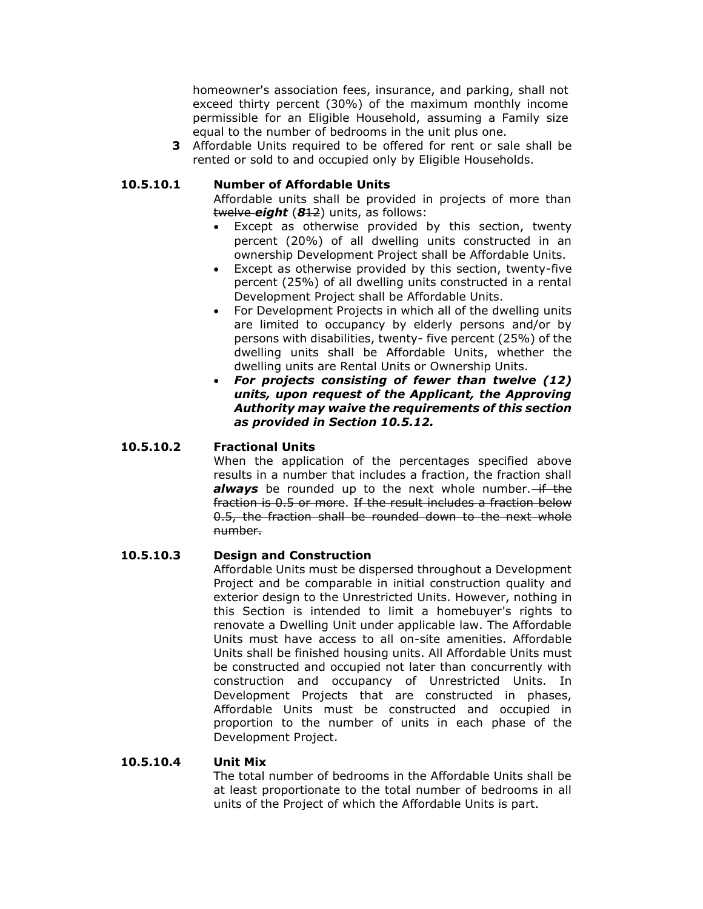homeowner's association fees, insurance, and parking, shall not exceed thirty percent (30%) of the maximum monthly income permissible for an Eligible Household, assuming a Family size equal to the number of bedrooms in the unit plus one.

**3** Affordable Units required to be offered for rent or sale shall be rented or sold to and occupied only by Eligible Households.

### 10.5.10.1 Number of Affordable Units

Affordable units shall be provided in projects of more than ~~twelve~~ ***eight*** (***8***~~12~~) units, as follows:

- Except as otherwise provided by this section, twenty percent (20%) of all dwelling units constructed in an ownership Development Project shall be Affordable Units.
- Except as otherwise provided by this section, twenty-five percent (25%) of all dwelling units constructed in a rental Development Project shall be Affordable Units.
- For Development Projects in which all of the dwelling units are limited to occupancy by elderly persons and/or by persons with disabilities, twenty- five percent (25%) of the dwelling units shall be Affordable Units, whether the dwelling units are Rental Units or Ownership Units.
- ***For projects consisting of fewer than twelve (12) units, upon request of the Applicant, the Approving Authority may waive the requirements of this section as provided in Section 10.5.12.***

### 10.5.10.2 Fractional Units

When the application of the percentages specified above results in a number that includes a fraction, the fraction shall ***always*** be rounded up to the next whole number. ~~if the fraction is 0.5 or more. If the result includes a fraction below 0.5, the fraction shall be rounded down to the next whole number.~~

### 10.5.10.3 Design and Construction

Affordable Units must be dispersed throughout a Development Project and be comparable in initial construction quality and exterior design to the Unrestricted Units. However, nothing in this Section is intended to limit a homebuyer's rights to renovate a Dwelling Unit under applicable law. The Affordable Units must have access to all on-site amenities. Affordable Units shall be finished housing units. All Affordable Units must be constructed and occupied not later than concurrently with construction and occupancy of Unrestricted Units. In Development Projects that are constructed in phases, Affordable Units must be constructed and occupied in proportion to the number of units in each phase of the Development Project.

### 10.5.10.4 Unit Mix

The total number of bedrooms in the Affordable Units shall be at least proportionate to the total number of bedrooms in all units of the Project of which the Affordable Units is part.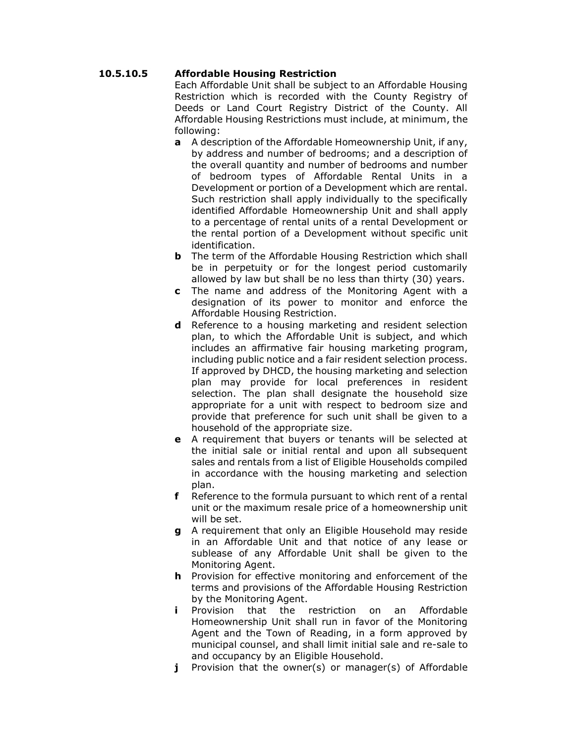#### 10.5.10.5 Affordable Housing Restriction

Each Affordable Unit shall be subject to an Affordable Housing Restriction which is recorded with the County Registry of Deeds or Land Court Registry District of the County. All Affordable Housing Restrictions must include, at minimum, the following:

- **a** A description of the Affordable Homeownership Unit, if any, by address and number of bedrooms; and a description of the overall quantity and number of bedrooms and number of bedroom types of Affordable Rental Units in a Development or portion of a Development which are rental. Such restriction shall apply individually to the specifically identified Affordable Homeownership Unit and shall apply to a percentage of rental units of a rental Development or the rental portion of a Development without specific unit identification.
- **b** The term of the Affordable Housing Restriction which shall be in perpetuity or for the longest period customarily allowed by law but shall be no less than thirty (30) years.
- **c** The name and address of the Monitoring Agent with a designation of its power to monitor and enforce the Affordable Housing Restriction.
- **d** Reference to a housing marketing and resident selection plan, to which the Affordable Unit is subject, and which includes an affirmative fair housing marketing program, including public notice and a fair resident selection process. If approved by DHCD, the housing marketing and selection plan may provide for local preferences in resident selection. The plan shall designate the household size appropriate for a unit with respect to bedroom size and provide that preference for such unit shall be given to a household of the appropriate size.
- **e** A requirement that buyers or tenants will be selected at the initial sale or initial rental and upon all subsequent sales and rentals from a list of Eligible Households compiled in accordance with the housing marketing and selection plan.
- **f** Reference to the formula pursuant to which rent of a rental unit or the maximum resale price of a homeownership unit will be set.
- **g** A requirement that only an Eligible Household may reside in an Affordable Unit and that notice of any lease or sublease of any Affordable Unit shall be given to the Monitoring Agent.
- **h** Provision for effective monitoring and enforcement of the terms and provisions of the Affordable Housing Restriction by the Monitoring Agent.
- **i** Provision that the restriction on an Affordable Homeownership Unit shall run in favor of the Monitoring Agent and the Town of Reading, in a form approved by municipal counsel, and shall limit initial sale and re-sale to and occupancy by an Eligible Household.
- **j** Provision that the owner(s) or manager(s) of Affordable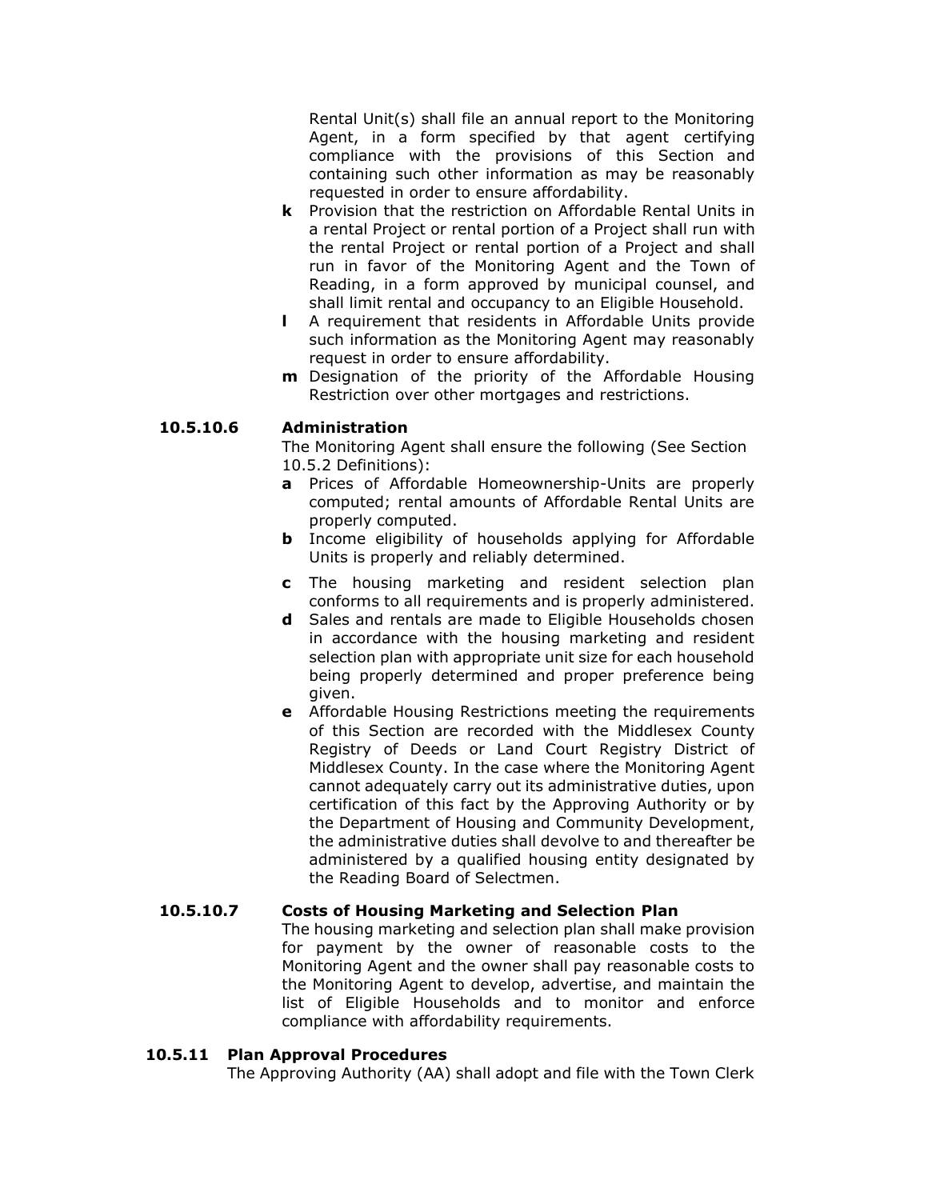Rental Unit(s) shall file an annual report to the Monitoring Agent, in a form specified by that agent certifying compliance with the provisions of this Section and containing such other information as may be reasonably requested in order to ensure affordability.

- **k** Provision that the restriction on Affordable Rental Units in a rental Project or rental portion of a Project shall run with the rental Project or rental portion of a Project and shall run in favor of the Monitoring Agent and the Town of Reading, in a form approved by municipal counsel, and shall limit rental and occupancy to an Eligible Household.
- **l** A requirement that residents in Affordable Units provide such information as the Monitoring Agent may reasonably request in order to ensure affordability.
- **m** Designation of the priority of the Affordable Housing Restriction over other mortgages and restrictions.

### 10.5.10.6 Administration

The Monitoring Agent shall ensure the following (See Section 10.5.2 Definitions):

- **a** Prices of Affordable Homeownership-Units are properly computed; rental amounts of Affordable Rental Units are properly computed.
- **b** Income eligibility of households applying for Affordable Units is properly and reliably determined.
- **c** The housing marketing and resident selection plan conforms to all requirements and is properly administered.
- **d** Sales and rentals are made to Eligible Households chosen in accordance with the housing marketing and resident selection plan with appropriate unit size for each household being properly determined and proper preference being given.
- **e** Affordable Housing Restrictions meeting the requirements of this Section are recorded with the Middlesex County Registry of Deeds or Land Court Registry District of Middlesex County. In the case where the Monitoring Agent cannot adequately carry out its administrative duties, upon certification of this fact by the Approving Authority or by the Department of Housing and Community Development, the administrative duties shall devolve to and thereafter be administered by a qualified housing entity designated by the Reading Board of Selectmen.

### 10.5.10.7 Costs of Housing Marketing and Selection Plan

The housing marketing and selection plan shall make provision for payment by the owner of reasonable costs to the Monitoring Agent and the owner shall pay reasonable costs to the Monitoring Agent to develop, advertise, and maintain the list of Eligible Households and to monitor and enforce compliance with affordability requirements.

## 10.5.11 Plan Approval Procedures

The Approving Authority (AA) shall adopt and file with the Town Clerk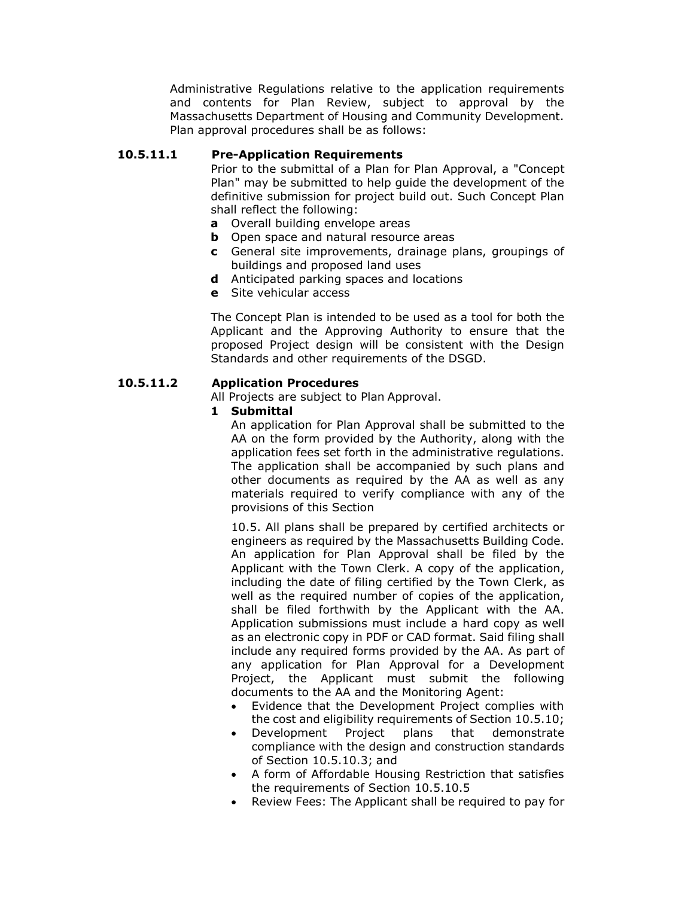Administrative Regulations relative to the application requirements and contents for Plan Review, subject to approval by the Massachusetts Department of Housing and Community Development. Plan approval procedures shall be as follows:

### 10.5.11.1 Pre-Application Requirements

Prior to the submittal of a Plan for Plan Approval, a "Concept Plan" may be submitted to help guide the development of the definitive submission for project build out. Such Concept Plan shall reflect the following:

- **a** Overall building envelope areas
- **b** Open space and natural resource areas
- **c** General site improvements, drainage plans, groupings of buildings and proposed land uses
- **d** Anticipated parking spaces and locations
- **e** Site vehicular access

The Concept Plan is intended to be used as a tool for both the Applicant and the Approving Authority to ensure that the proposed Project design will be consistent with the Design Standards and other requirements of the DSGD.

### 10.5.11.2 Application Procedures

All Projects are subject to Plan Approval.

**1 Submittal**

An application for Plan Approval shall be submitted to the AA on the form provided by the Authority, along with the application fees set forth in the administrative regulations. The application shall be accompanied by such plans and other documents as required by the AA as well as any materials required to verify compliance with any of the provisions of this Section

10.5. All plans shall be prepared by certified architects or engineers as required by the Massachusetts Building Code. An application for Plan Approval shall be filed by the Applicant with the Town Clerk. A copy of the application, including the date of filing certified by the Town Clerk, as well as the required number of copies of the application, shall be filed forthwith by the Applicant with the AA. Application submissions must include a hard copy as well as an electronic copy in PDF or CAD format. Said filing shall include any required forms provided by the AA. As part of any application for Plan Approval for a Development Project, the Applicant must submit the following documents to the AA and the Monitoring Agent:

- Evidence that the Development Project complies with the cost and eligibility requirements of Section 10.5.10;
- Development Project plans that demonstrate compliance with the design and construction standards of Section 10.5.10.3; and
- A form of Affordable Housing Restriction that satisfies the requirements of Section 10.5.10.5
- Review Fees: The Applicant shall be required to pay for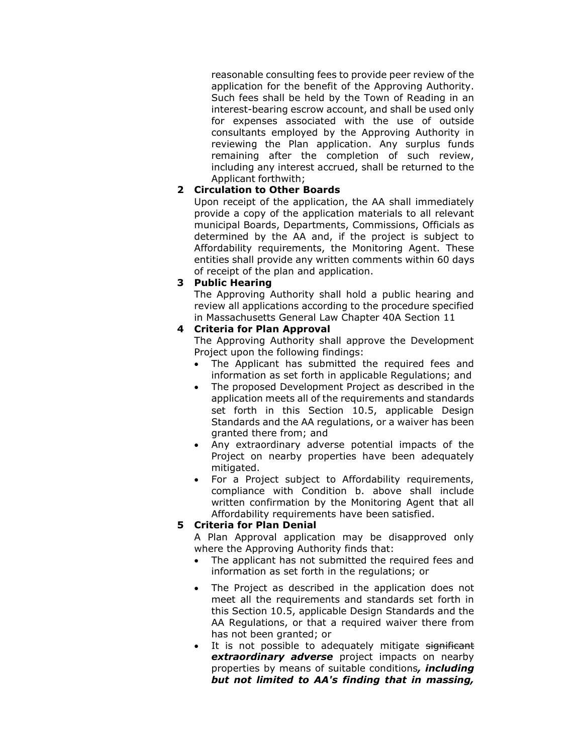reasonable consulting fees to provide peer review of the application for the benefit of the Approving Authority. Such fees shall be held by the Town of Reading in an interest-bearing escrow account, and shall be used only for expenses associated with the use of outside consultants employed by the Approving Authority in reviewing the Plan application. Any surplus funds remaining after the completion of such review, including any interest accrued, shall be returned to the Applicant forthwith;

**2 Circulation to Other Boards**

Upon receipt of the application, the AA shall immediately provide a copy of the application materials to all relevant municipal Boards, Departments, Commissions, Officials as determined by the AA and, if the project is subject to Affordability requirements, the Monitoring Agent. These entities shall provide any written comments within 60 days of receipt of the plan and application.

**3 Public Hearing**

The Approving Authority shall hold a public hearing and review all applications according to the procedure specified in Massachusetts General Law Chapter 40A Section 11

**4 Criteria for Plan Approval**

The Approving Authority shall approve the Development Project upon the following findings:

- The Applicant has submitted the required fees and information as set forth in applicable Regulations; and
- The proposed Development Project as described in the application meets all of the requirements and standards set forth in this Section 10.5, applicable Design Standards and the AA regulations, or a waiver has been granted there from; and
- Any extraordinary adverse potential impacts of the Project on nearby properties have been adequately mitigated.
- For a Project subject to Affordability requirements, compliance with Condition b. above shall include written confirmation by the Monitoring Agent that all Affordability requirements have been satisfied.

**5 Criteria for Plan Denial**

A Plan Approval application may be disapproved only where the Approving Authority finds that:

- The applicant has not submitted the required fees and information as set forth in the regulations; or
- The Project as described in the application does not meet all the requirements and standards set forth in this Section 10.5, applicable Design Standards and the AA Regulations, or that a required waiver there from has not been granted; or
- It is not possible to adequately mitigate ~~significant~~ ***extraordinary adverse*** project impacts on nearby properties by means of suitable conditions***, including but not limited to AA's finding that in massing,***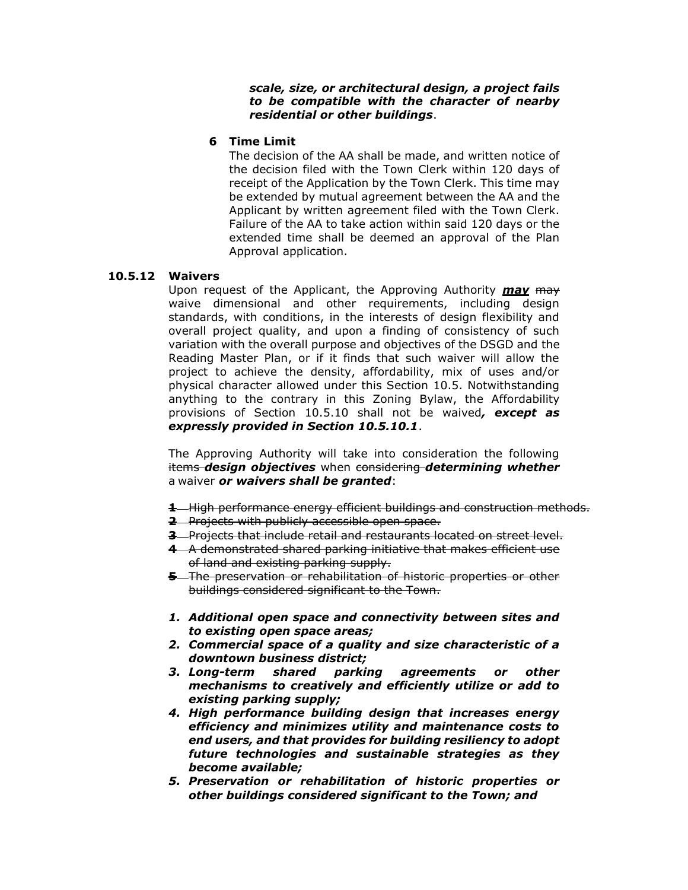***scale, size, or architectural design, a project fails to be compatible with the character of nearby residential or other buildings***.

**6 Time Limit**

The decision of the AA shall be made, and written notice of the decision filed with the Town Clerk within 120 days of receipt of the Application by the Town Clerk. This time may be extended by mutual agreement between the AA and the Applicant by written agreement filed with the Town Clerk. Failure of the AA to take action within said 120 days or the extended time shall be deemed an approval of the Plan Approval application.

**10.5.12 Waivers**

Upon request of the Applicant, the Approving Authority ***<u>may</u>*** ~~may~~ waive dimensional and other requirements, including design standards, with conditions, in the interests of design flexibility and overall project quality, and upon a finding of consistency of such variation with the overall purpose and objectives of the DSGD and the Reading Master Plan, or if it finds that such waiver will allow the project to achieve the density, affordability, mix of uses and/or physical character allowed under this Section 10.5. Notwithstanding anything to the contrary in this Zoning Bylaw, the Affordability provisions of Section 10.5.10 shall not be waived***, except as expressly provided in Section 10.5.10.1***.

The Approving Authority will take into consideration the following ~~items~~ ***design objectives*** when ~~considering~~ ***determining whether*** a waiver ***or waivers shall be granted***:

~~1 High performance energy efficient buildings and construction methods.~~
~~2 Projects with publicly accessible open space.~~
~~3 Projects that include retail and restaurants located on street level.~~
~~4 A demonstrated shared parking initiative that makes efficient use of land and existing parking supply.~~
~~5 The preservation or rehabilitation of historic properties or other buildings considered significant to the Town.~~

1. ***Additional open space and connectivity between sites and to existing open space areas;***
2. ***Commercial space of a quality and size characteristic of a downtown business district;***
3. ***Long-term shared parking agreements or other mechanisms to creatively and efficiently utilize or add to existing parking supply;***
4. ***High performance building design that increases energy efficiency and minimizes utility and maintenance costs to end users, and that provides for building resiliency to adopt future technologies and sustainable strategies as they become available;***
5. ***Preservation or rehabilitation of historic properties or other buildings considered significant to the Town; and***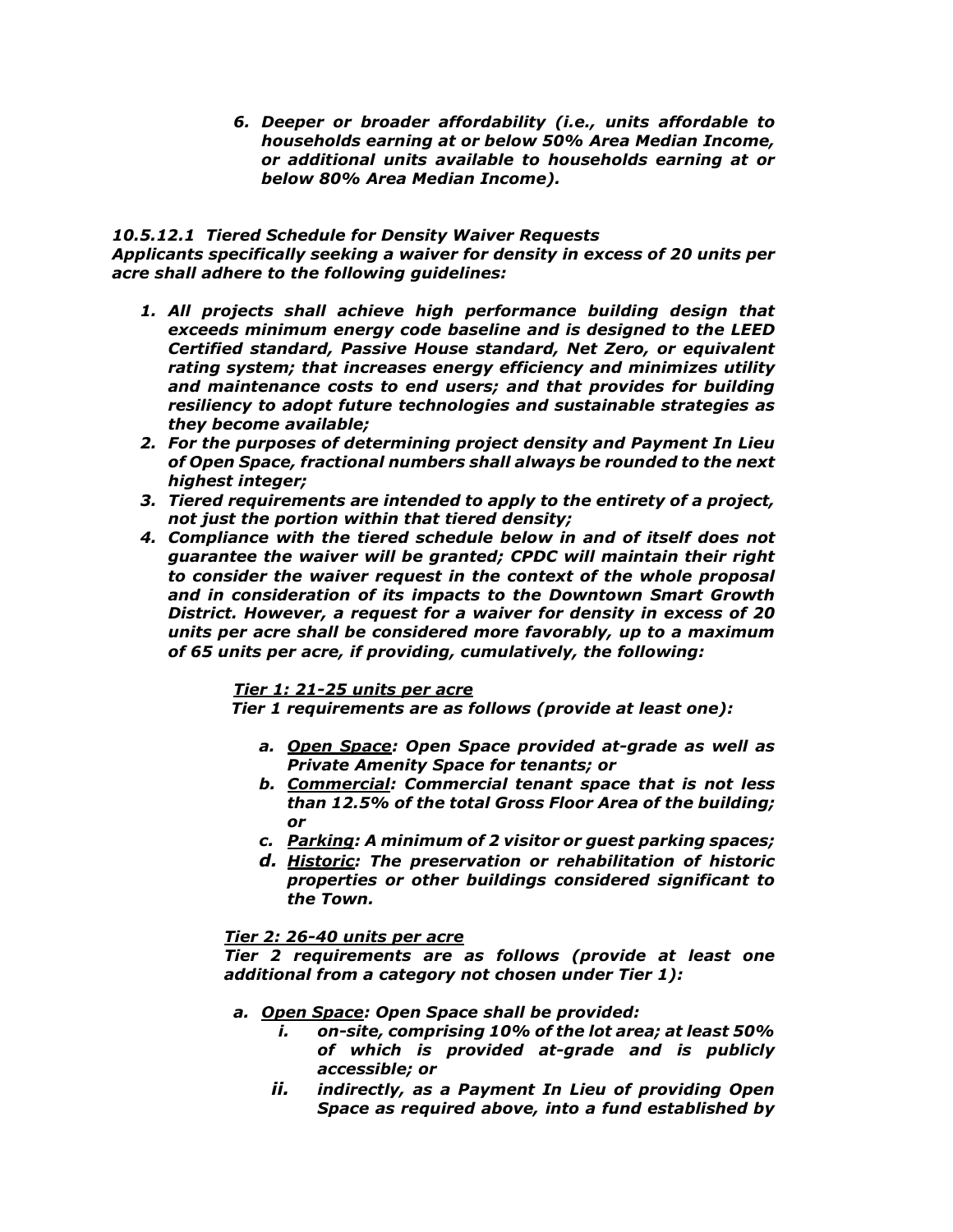6. ***Deeper or broader affordability (i.e., units affordable to households earning at or below 50% Area Median Income, or additional units available to households earning at or below 80% Area Median Income).***

***10.5.12.1 Tiered Schedule for Density Waiver Requests***

***Applicants specifically seeking a waiver for density in excess of 20 units per acre shall adhere to the following guidelines:***

1. ***All projects shall achieve high performance building design that exceeds minimum energy code baseline and is designed to the LEED Certified standard, Passive House standard, Net Zero, or equivalent rating system; that increases energy efficiency and minimizes utility and maintenance costs to end users; and that provides for building resiliency to adopt future technologies and sustainable strategies as they become available;***
2. ***For the purposes of determining project density and Payment In Lieu of Open Space, fractional numbers shall always be rounded to the next highest integer;***
3. ***Tiered requirements are intended to apply to the entirety of a project, not just the portion within that tiered density;***
4. ***Compliance with the tiered schedule below in and of itself does not guarantee the waiver will be granted; CPDC will maintain their right to consider the waiver request in the context of the whole proposal and in consideration of its impacts to the Downtown Smart Growth District. However, a request for a waiver for density in excess of 20 units per acre shall be considered more favorably, up to a maximum of 65 units per acre, if providing, cumulatively, the following:***

***Tier 1: 21-25 units per acre***

***Tier 1 requirements are as follows (provide at least one):***

a. ***Open Space: Open Space provided at-grade as well as Private Amenity Space for tenants; or***
b. ***Commercial: Commercial tenant space that is not less than 12.5% of the total Gross Floor Area of the building; or***
c. ***Parking: A minimum of 2 visitor or guest parking spaces;***
d. ***Historic: The preservation or rehabilitation of historic properties or other buildings considered significant to the Town.***

***Tier 2: 26-40 units per acre***

***Tier 2 requirements are as follows (provide at least one additional from a category not chosen under Tier 1):***

a. ***Open Space: Open Space shall be provided:***
   i. ***on-site, comprising 10% of the lot area; at least 50% of which is provided at-grade and is publicly accessible; or***
   ii. ***indirectly, as a Payment In Lieu of providing Open Space as required above, into a fund established by***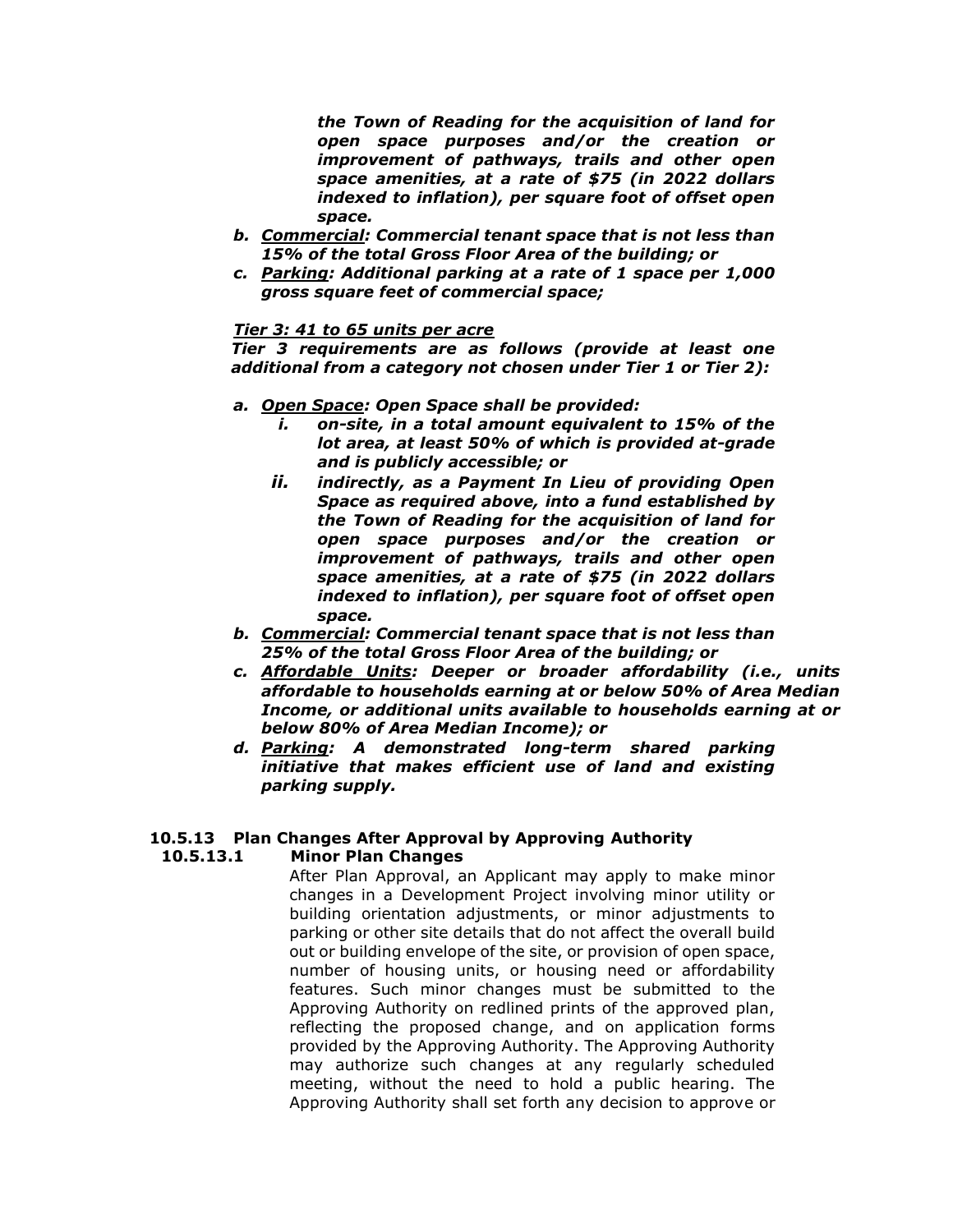***the Town of Reading for the acquisition of land for open space purposes and/or the creation or improvement of pathways, trails and other open space amenities, at a rate of $75 (in 2022 dollars indexed to inflation), per square foot of offset open space.***

- ***b. <u>Commercial</u>: Commercial tenant space that is not less than 15% of the total Gross Floor Area of the building; or***
- ***c. <u>Parking</u>: Additional parking at a rate of 1 space per 1,000 gross square feet of commercial space;***

***<u>Tier 3: 41 to 65 units per acre</u>***

***Tier 3 requirements are as follows (provide at least one additional from a category not chosen under Tier 1 or Tier 2):***

- ***a. <u>Open Space</u>: Open Space shall be provided:***
  - ***i. on-site, in a total amount equivalent to 15% of the lot area, at least 50% of which is provided at-grade and is publicly accessible; or***
  - ***ii. indirectly, as a Payment In Lieu of providing Open Space as required above, into a fund established by the Town of Reading for the acquisition of land for open space purposes and/or the creation or improvement of pathways, trails and other open space amenities, at a rate of $75 (in 2022 dollars indexed to inflation), per square foot of offset open space.***
- ***b. <u>Commercial</u>: Commercial tenant space that is not less than 25% of the total Gross Floor Area of the building; or***
- ***c. <u>Affordable Units</u>: Deeper or broader affordability (i.e., units affordable to households earning at or below 50% of Area Median Income, or additional units available to households earning at or below 80% of Area Median Income); or***
- ***d. <u>Parking</u>: A demonstrated long-term shared parking initiative that makes efficient use of land and existing parking supply.***

### 10.5.13 Plan Changes After Approval by Approving Authority

#### 10.5.13.1 Minor Plan Changes

After Plan Approval, an Applicant may apply to make minor changes in a Development Project involving minor utility or building orientation adjustments, or minor adjustments to parking or other site details that do not affect the overall build out or building envelope of the site, or provision of open space, number of housing units, or housing need or affordability features. Such minor changes must be submitted to the Approving Authority on redlined prints of the approved plan, reflecting the proposed change, and on application forms provided by the Approving Authority. The Approving Authority may authorize such changes at any regularly scheduled meeting, without the need to hold a public hearing. The Approving Authority shall set forth any decision to approve or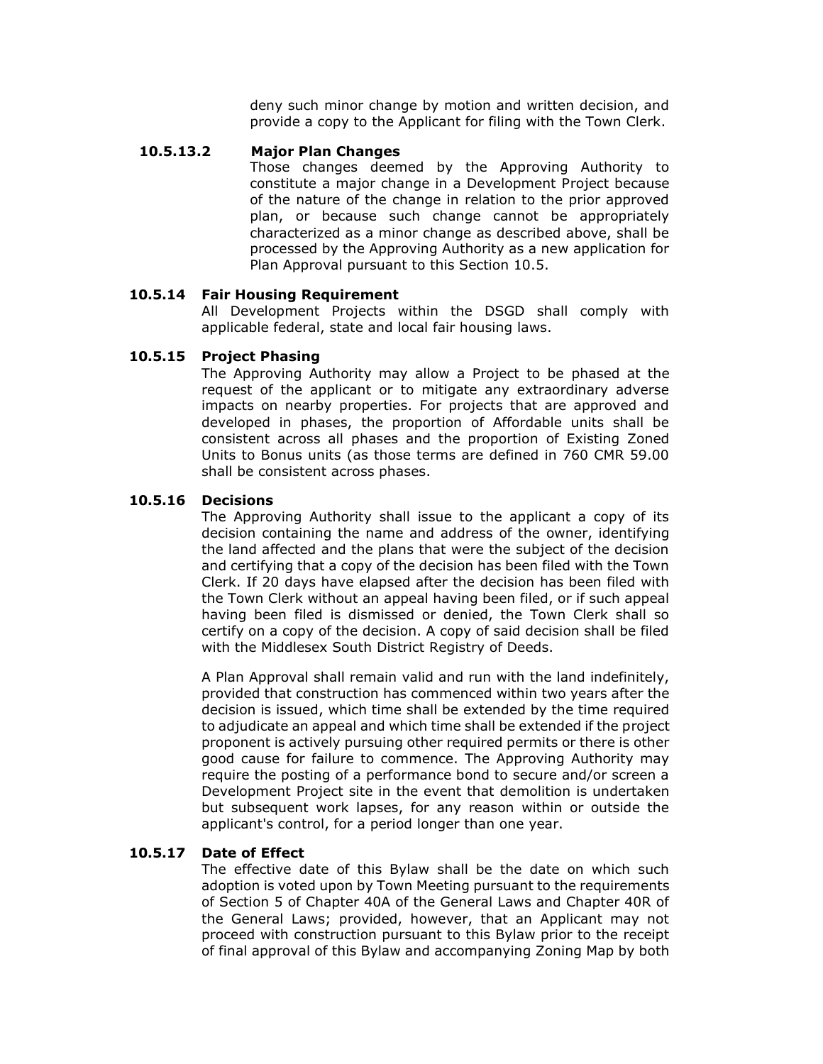deny such minor change by motion and written decision, and provide a copy to the Applicant for filing with the Town Clerk.

**10.5.13.2 Major Plan Changes**

Those changes deemed by the Approving Authority to constitute a major change in a Development Project because of the nature of the change in relation to the prior approved plan, or because such change cannot be appropriately characterized as a minor change as described above, shall be processed by the Approving Authority as a new application for Plan Approval pursuant to this Section 10.5.

**10.5.14 Fair Housing Requirement**

All Development Projects within the DSGD shall comply with applicable federal, state and local fair housing laws.

**10.5.15 Project Phasing**

The Approving Authority may allow a Project to be phased at the request of the applicant or to mitigate any extraordinary adverse impacts on nearby properties. For projects that are approved and developed in phases, the proportion of Affordable units shall be consistent across all phases and the proportion of Existing Zoned Units to Bonus units (as those terms are defined in 760 CMR 59.00 shall be consistent across phases.

**10.5.16 Decisions**

The Approving Authority shall issue to the applicant a copy of its decision containing the name and address of the owner, identifying the land affected and the plans that were the subject of the decision and certifying that a copy of the decision has been filed with the Town Clerk. If 20 days have elapsed after the decision has been filed with the Town Clerk without an appeal having been filed, or if such appeal having been filed is dismissed or denied, the Town Clerk shall so certify on a copy of the decision. A copy of said decision shall be filed with the Middlesex South District Registry of Deeds.

A Plan Approval shall remain valid and run with the land indefinitely, provided that construction has commenced within two years after the decision is issued, which time shall be extended by the time required to adjudicate an appeal and which time shall be extended if the project proponent is actively pursuing other required permits or there is other good cause for failure to commence. The Approving Authority may require the posting of a performance bond to secure and/or screen a Development Project site in the event that demolition is undertaken but subsequent work lapses, for any reason within or outside the applicant's control, for a period longer than one year.

**10.5.17 Date of Effect**

The effective date of this Bylaw shall be the date on which such adoption is voted upon by Town Meeting pursuant to the requirements of Section 5 of Chapter 40A of the General Laws and Chapter 40R of the General Laws; provided, however, that an Applicant may not proceed with construction pursuant to this Bylaw prior to the receipt of final approval of this Bylaw and accompanying Zoning Map by both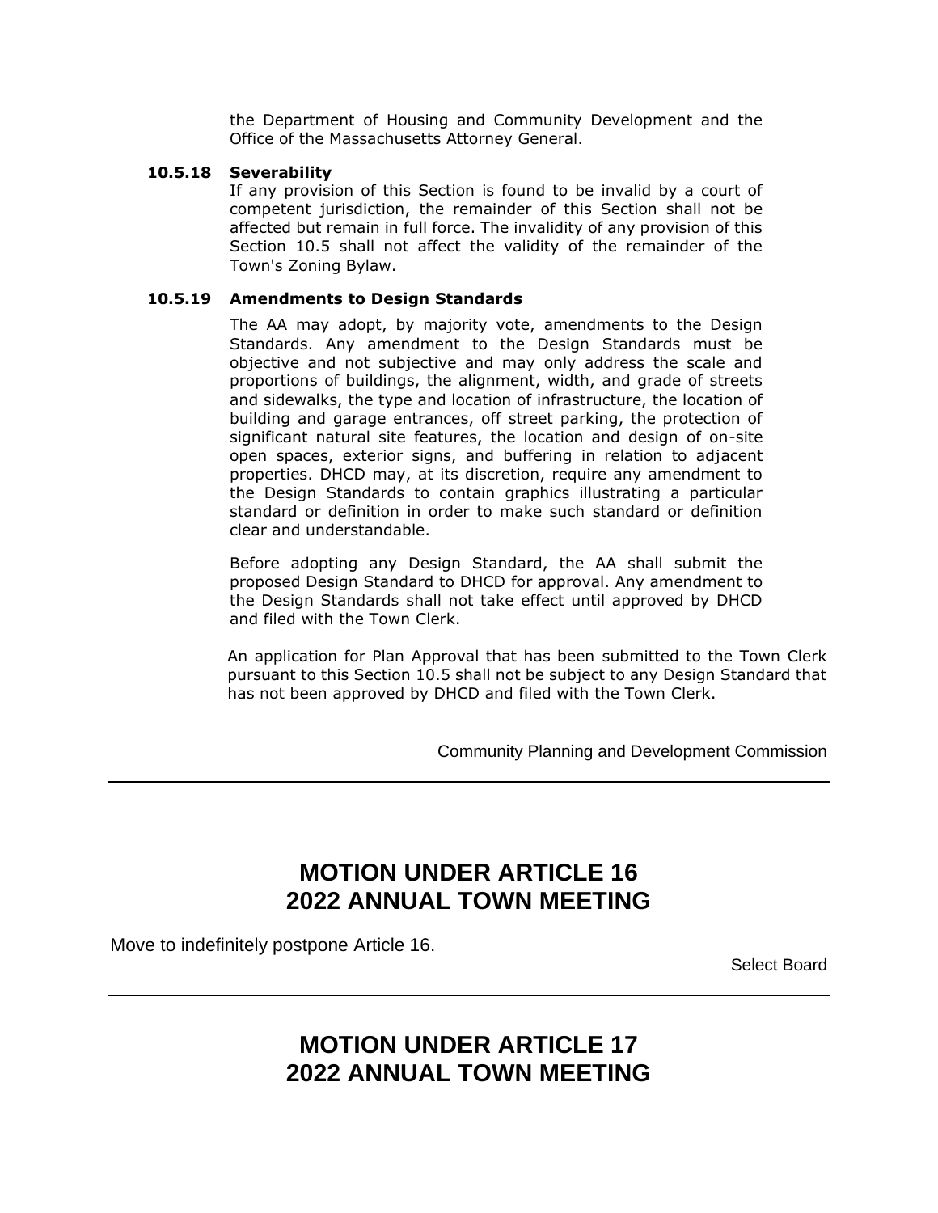the Department of Housing and Community Development and the Office of the Massachusetts Attorney General.

**10.5.18 Severability**

If any provision of this Section is found to be invalid by a court of competent jurisdiction, the remainder of this Section shall not be affected but remain in full force. The invalidity of any provision of this Section 10.5 shall not affect the validity of the remainder of the Town's Zoning Bylaw.

**10.5.19 Amendments to Design Standards**

The AA may adopt, by majority vote, amendments to the Design Standards. Any amendment to the Design Standards must be objective and not subjective and may only address the scale and proportions of buildings, the alignment, width, and grade of streets and sidewalks, the type and location of infrastructure, the location of building and garage entrances, off street parking, the protection of significant natural site features, the location and design of on-site open spaces, exterior signs, and buffering in relation to adjacent properties. DHCD may, at its discretion, require any amendment to the Design Standards to contain graphics illustrating a particular standard or definition in order to make such standard or definition clear and understandable.

Before adopting any Design Standard, the AA shall submit the proposed Design Standard to DHCD for approval. Any amendment to the Design Standards shall not take effect until approved by DHCD and filed with the Town Clerk.

An application for Plan Approval that has been submitted to the Town Clerk pursuant to this Section 10.5 shall not be subject to any Design Standard that has not been approved by DHCD and filed with the Town Clerk.

Community Planning and Development Commission

---

## MOTION UNDER ARTICLE 16
## 2022 ANNUAL TOWN MEETING

Move to indefinitely postpone Article 16.

Select Board

---

## MOTION UNDER ARTICLE 17
## 2022 ANNUAL TOWN MEETING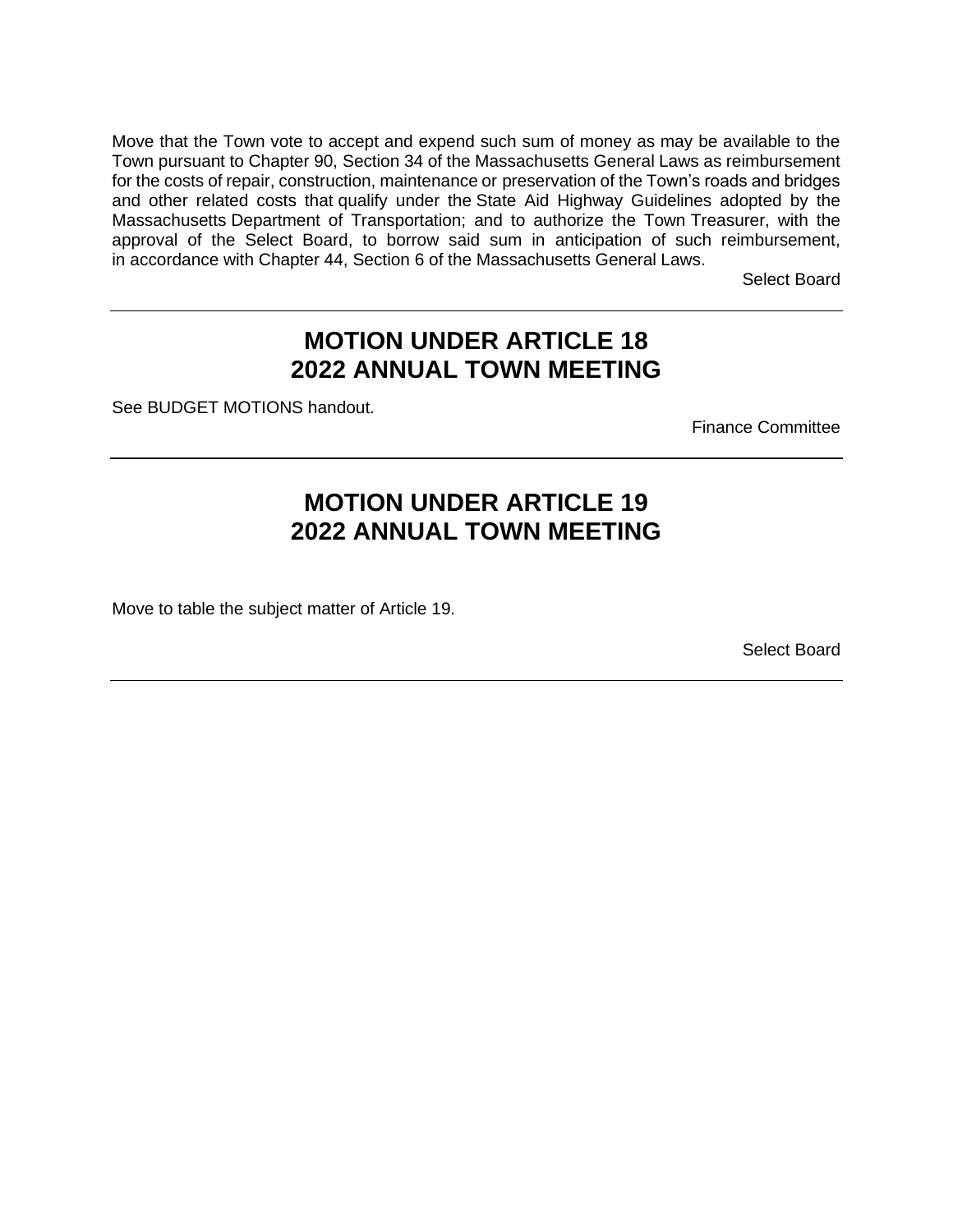Move that the Town vote to accept and expend such sum of money as may be available to the Town pursuant to Chapter 90, Section 34 of the Massachusetts General Laws as reimbursement for the costs of repair, construction, maintenance or preservation of the Town's roads and bridges and other related costs that qualify under the State Aid Highway Guidelines adopted by the Massachusetts Department of Transportation; and to authorize the Town Treasurer, with the approval of the Select Board, to borrow said sum in anticipation of such reimbursement, in accordance with Chapter 44, Section 6 of the Massachusetts General Laws.

Select Board

---

## MOTION UNDER ARTICLE 18
## 2022 ANNUAL TOWN MEETING

See BUDGET MOTIONS handout.

Finance Committee

---

## MOTION UNDER ARTICLE 19
## 2022 ANNUAL TOWN MEETING

Move to table the subject matter of Article 19.

Select Board

---